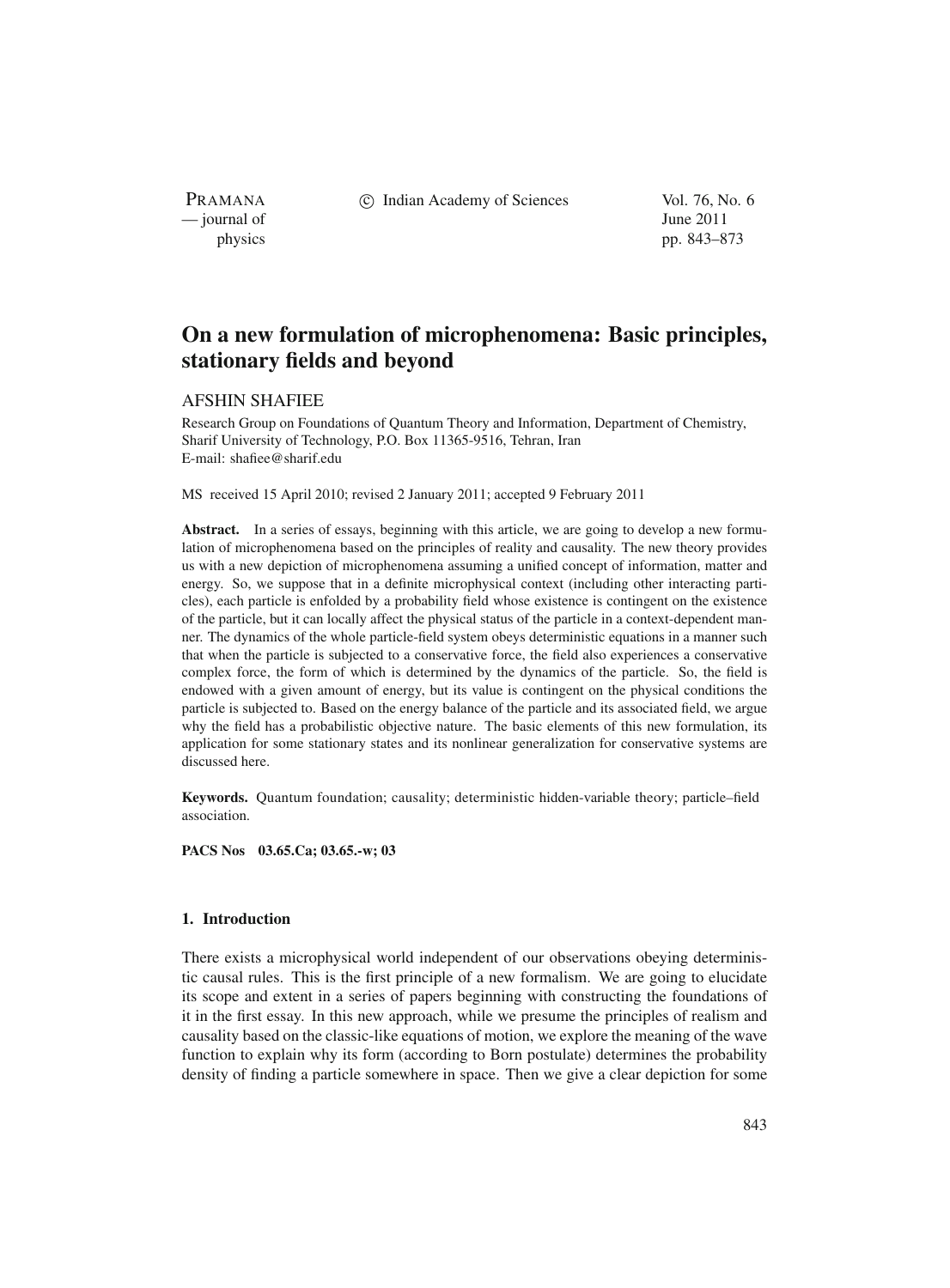# On a new formulation of microphenomena: Basic principles, stationary fields and beyond

AFSHIN SHAFIEE

Research Group on Foundations of Quantum Theory and Information, Department of Chemistry, Sharif University of Technology, P.O. Box 11365-9516, Tehran, Iran
E-mail: shafiee@sharif.edu

MS received 15 April 2010; revised 2 January 2011; accepted 9 February 2011

**Abstract.** In a series of essays, beginning with this article, we are going to develop a new formulation of microphenomena based on the principles of reality and causality. The new theory provides us with a new depiction of microphenomena assuming a unified concept of information, matter and energy. So, we suppose that in a definite microphysical context (including other interacting particles), each particle is enfolded by a probability field whose existence is contingent on the existence of the particle, but it can locally affect the physical status of the particle in a context-dependent manner. The dynamics of the whole particle-field system obeys deterministic equations in a manner such that when the particle is subjected to a conservative force, the field also experiences a conservative complex force, the form of which is determined by the dynamics of the particle. So, the field is endowed with a given amount of energy, but its value is contingent on the physical conditions the particle is subjected to. Based on the energy balance of the particle and its associated field, we argue why the field has a probabilistic objective nature. The basic elements of this new formulation, its application for some stationary states and its nonlinear generalization for conservative systems are discussed here.

**Keywords.** Quantum foundation; causality; deterministic hidden-variable theory; particle–field association.

**PACS Nos** 03.65.Ca; 03.65.-w; 03

## 1. Introduction

There exists a microphysical world independent of our observations obeying deterministic causal rules. This is the first principle of a new formalism. We are going to elucidate its scope and extent in a series of papers beginning with constructing the foundations of it in the first essay. In this new approach, while we presume the principles of realism and causality based on the classic-like equations of motion, we explore the meaning of the wave function to explain why its form (according to Born postulate) determines the probability density of finding a particle somewhere in space. Then we give a clear depiction for some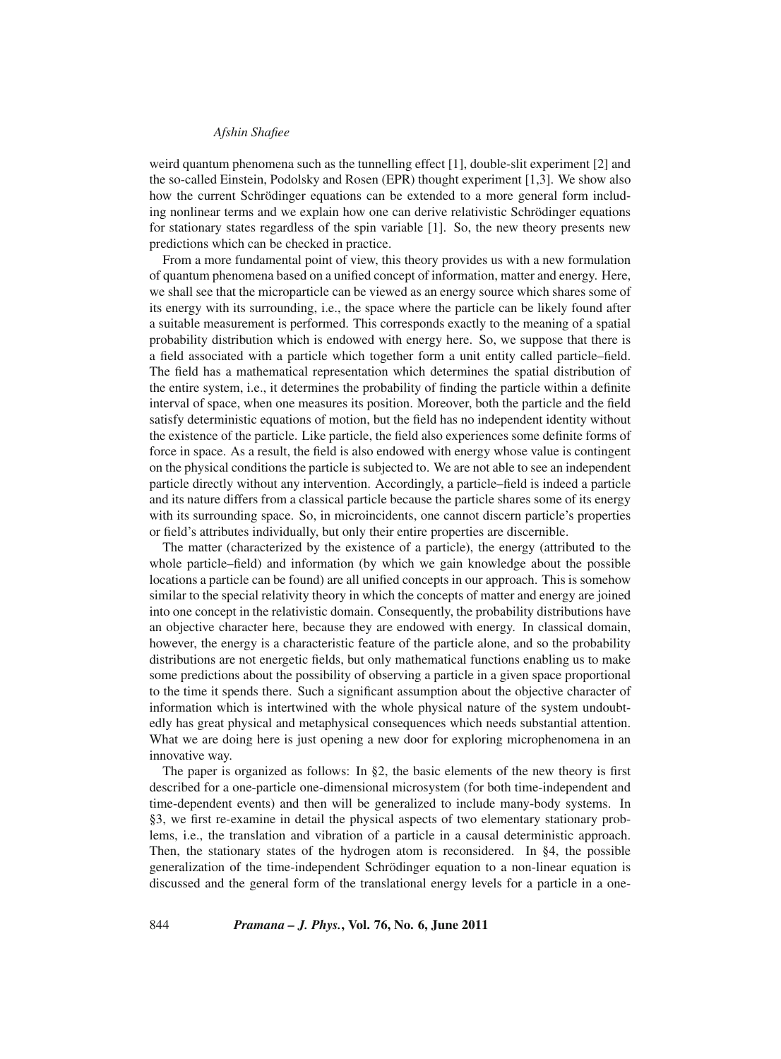weird quantum phenomena such as the tunnelling effect [1], double-slit experiment [2] and the so-called Einstein, Podolsky and Rosen (EPR) thought experiment [1,3]. We show also how the current Schrödinger equations can be extended to a more general form including nonlinear terms and we explain how one can derive relativistic Schrödinger equations for stationary states regardless of the spin variable [1]. So, the new theory presents new predictions which can be checked in practice.

From a more fundamental point of view, this theory provides us with a new formulation of quantum phenomena based on a unified concept of information, matter and energy. Here, we shall see that the microparticle can be viewed as an energy source which shares some of its energy with its surrounding, i.e., the space where the particle can be likely found after a suitable measurement is performed. This corresponds exactly to the meaning of a spatial probability distribution which is endowed with energy here. So, we suppose that there is a field associated with a particle which together form a unit entity called particle–field. The field has a mathematical representation which determines the spatial distribution of the entire system, i.e., it determines the probability of finding the particle within a definite interval of space, when one measures its position. Moreover, both the particle and the field satisfy deterministic equations of motion, but the field has no independent identity without the existence of the particle. Like particle, the field also experiences some definite forms of force in space. As a result, the field is also endowed with energy whose value is contingent on the physical conditions the particle is subjected to. We are not able to see an independent particle directly without any intervention. Accordingly, a particle–field is indeed a particle and its nature differs from a classical particle because the particle shares some of its energy with its surrounding space. So, in microincidents, one cannot discern particle's properties or field's attributes individually, but only their entire properties are discernible.

The matter (characterized by the existence of a particle), the energy (attributed to the whole particle–field) and information (by which we gain knowledge about the possible locations a particle can be found) are all unified concepts in our approach. This is somehow similar to the special relativity theory in which the concepts of matter and energy are joined into one concept in the relativistic domain. Consequently, the probability distributions have an objective character here, because they are endowed with energy. In classical domain, however, the energy is a characteristic feature of the particle alone, and so the probability distributions are not energetic fields, but only mathematical functions enabling us to make some predictions about the possibility of observing a particle in a given space proportional to the time it spends there. Such a significant assumption about the objective character of information which is intertwined with the whole physical nature of the system undoubtedly has great physical and metaphysical consequences which needs substantial attention. What we are doing here is just opening a new door for exploring microphenomena in an innovative way.

The paper is organized as follows: In §2, the basic elements of the new theory is first described for a one-particle one-dimensional microsystem (for both time-independent and time-dependent events) and then will be generalized to include many-body systems. In §3, we first re-examine in detail the physical aspects of two elementary stationary problems, i.e., the translation and vibration of a particle in a causal deterministic approach. Then, the stationary states of the hydrogen atom is reconsidered. In §4, the possible generalization of the time-independent Schrödinger equation to a non-linear equation is discussed and the general form of the translational energy levels for a particle in a one-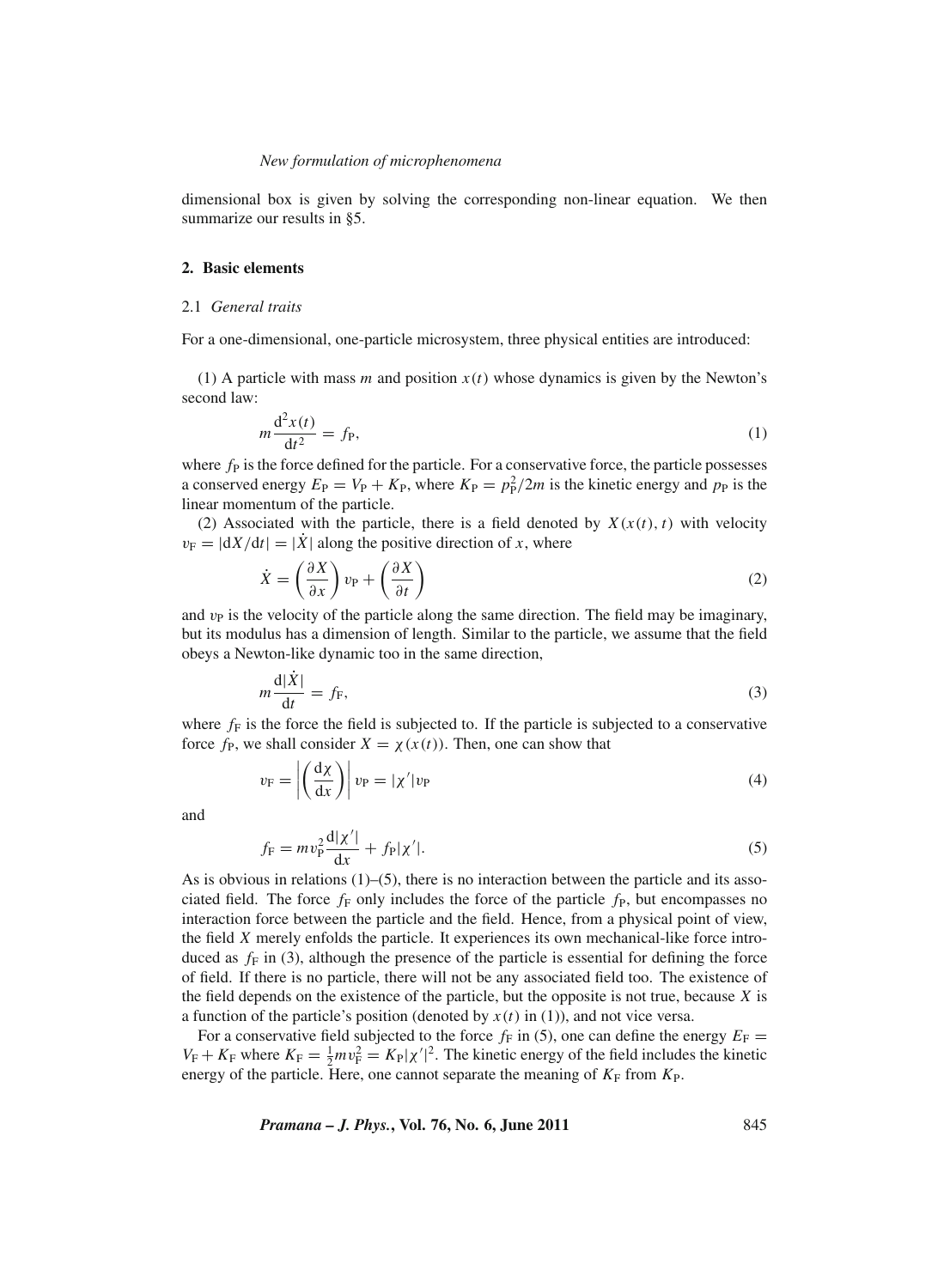dimensional box is given by solving the corresponding non-linear equation. We then summarize our results in §5.

## 2. Basic elements

### 2.1 *General traits*

For a one-dimensional, one-particle microsystem, three physical entities are introduced:

(1) A particle with mass $m$ and position $x(t)$ whose dynamics is given by the Newton's second law:

$$m\frac{\mathrm{d}^2x(t)}{\mathrm{d}t^2} = f_{\mathrm{P}}, \tag{1}$$

where $f_{\mathrm{P}}$ is the force defined for the particle. For a conservative force, the particle possesses a conserved energy $E_{\mathrm{P}} = V_{\mathrm{P}} + K_{\mathrm{P}}$, where $K_{\mathrm{P}} = p_{\mathrm{P}}^2/2m$ is the kinetic energy and $p_{\mathrm{P}}$ is the linear momentum of the particle.

(2) Associated with the particle, there is a field denoted by $X(x(t), t)$ with velocity $v_{\mathrm{F}} = |\mathrm{d}X/\mathrm{d}t| = |\dot{X}|$ along the positive direction of $x$, where

$$\dot{X} = \left(\frac{\partial X}{\partial x}\right) v_{\mathrm{P}} + \left(\frac{\partial X}{\partial t}\right) \tag{2}$$

and $v_{\mathrm{P}}$ is the velocity of the particle along the same direction. The field may be imaginary, but its modulus has a dimension of length. Similar to the particle, we assume that the field obeys a Newton-like dynamic too in the same direction,

$$m\frac{\mathrm{d}|\dot{X}|}{\mathrm{d}t} = f_{\mathrm{F}}, \tag{3}$$

where $f_{\mathrm{F}}$ is the force the field is subjected to. If the particle is subjected to a conservative force $f_{\mathrm{P}}$, we shall consider $X = \chi(x(t))$. Then, one can show that

$$v_{\mathrm{F}} = \left|\left(\frac{\mathrm{d}\chi}{\mathrm{d}x}\right)\right| v_{\mathrm{P}} = |\chi'|v_{\mathrm{P}} \tag{4}$$

and

$$f_{\mathrm{F}} = m v_{\mathrm{P}}^2 \frac{\mathrm{d}|\chi'|}{\mathrm{d}x} + f_{\mathrm{P}}|\chi'|. \tag{5}$$

As is obvious in relations (1)–(5), there is no interaction between the particle and its associated field. The force $f_{\mathrm{F}}$ only includes the force of the particle $f_{\mathrm{P}}$, but encompasses no interaction force between the particle and the field. Hence, from a physical point of view, the field $X$ merely enfolds the particle. It experiences its own mechanical-like force introduced as $f_{\mathrm{F}}$ in (3), although the presence of the particle is essential for defining the force of field. If there is no particle, there will not be any associated field too. The existence of the field depends on the existence of the particle, but the opposite is not true, because $X$ is a function of the particle's position (denoted by $x(t)$ in (1)), and not vice versa.

For a conservative field subjected to the force $f_{\mathrm{F}}$ in (5), one can define the energy $E_{\mathrm{F}} = V_{\mathrm{F}} + K_{\mathrm{F}}$ where $K_{\mathrm{F}} = \frac{1}{2}mv_{\mathrm{F}}^2 = K_{\mathrm{P}}|\chi'|^2$. The kinetic energy of the field includes the kinetic energy of the particle. Here, one cannot separate the meaning of $K_{\mathrm{F}}$ from $K_{\mathrm{P}}$.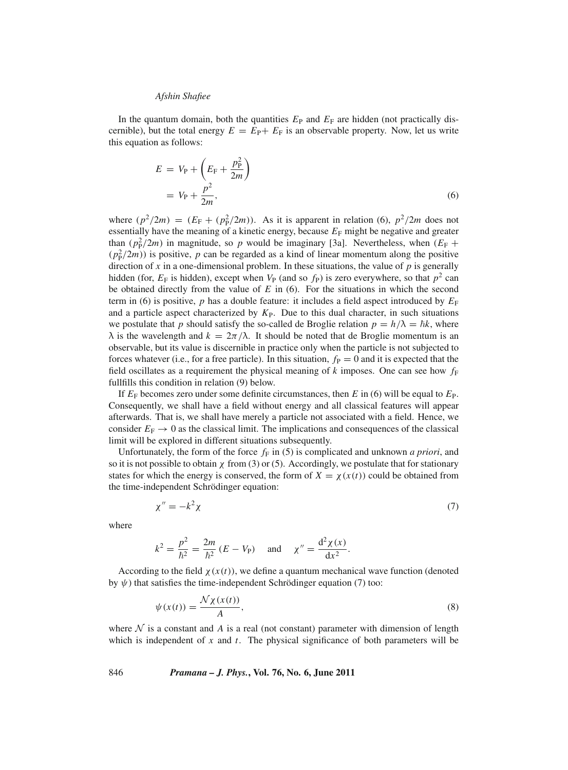In the quantum domain, both the quantities $E_{\mathrm{P}}$ and $E_{\mathrm{F}}$ are hidden (not practically discernible), but the total energy $E = E_{\mathrm{P}} + E_{\mathrm{F}}$ is an observable property. Now, let us write this equation as follows:

$$
\begin{aligned}
E &= V_{\mathrm{P}} + \left( E_{\mathrm{F}} + \frac{p_{\mathrm{P}}^2}{2m} \right) \\
&= V_{\mathrm{P}} + \frac{p^2}{2m},
\end{aligned}
\tag{6}
$$

where $(p^2/2m) = (E_{\mathrm{F}} + (p_{\mathrm{P}}^2/2m))$. As it is apparent in relation (6), $p^2/2m$ does not essentially have the meaning of a kinetic energy, because $E_{\mathrm{F}}$ might be negative and greater than $(p_{\mathrm{P}}^2/2m)$ in magnitude, so $p$ would be imaginary [3a]. Nevertheless, when $(E_{\mathrm{F}} + (p_{\mathrm{P}}^2/2m))$ is positive, $p$ can be regarded as a kind of linear momentum along the positive direction of $x$ in a one-dimensional problem. In these situations, the value of $p$ is generally hidden (for, $E_{\mathrm{F}}$ is hidden), except when $V_{\mathrm{P}}$ (and so $f_{\mathrm{P}}$) is zero everywhere, so that $p^2$ can be obtained directly from the value of $E$ in (6). For the situations in which the second term in (6) is positive, $p$ has a double feature: it includes a field aspect introduced by $E_{\mathrm{F}}$ and a particle aspect characterized by $K_{\mathrm{P}}$. Due to this dual character, in such situations we postulate that $p$ should satisfy the so-called de Broglie relation $p = h/\lambda = \hbar k$, where $\lambda$ is the wavelength and $k = 2\pi/\lambda$. It should be noted that de Broglie momentum is an observable, but its value is discernible in practice only when the particle is not subjected to forces whatever (i.e., for a free particle). In this situation, $f_{\mathrm{P}} = 0$ and it is expected that the field oscillates as a requirement the physical meaning of $k$ imposes. One can see how $f_{\mathrm{F}}$ fullfills this condition in relation (9) below.

If $E_{\mathrm{F}}$ becomes zero under some definite circumstances, then $E$ in (6) will be equal to $E_{\mathrm{P}}$. Consequently, we shall have a field without energy and all classical features will appear afterwards. That is, we shall have merely a particle not associated with a field. Hence, we consider $E_{\mathrm{F}} \to 0$ as the classical limit. The implications and consequences of the classical limit will be explored in different situations subsequently.

Unfortunately, the form of the force $f_{\mathrm{F}}$ in (5) is complicated and unknown *a priori*, and so it is not possible to obtain $\chi$ from (3) or (5). Accordingly, we postulate that for stationary states for which the energy is conserved, the form of $X = \chi(x(t))$ could be obtained from the time-independent Schrödinger equation:

$$
\chi'' = -k^2 \chi \tag{7}
$$

where

$$
k^2 = \frac{p^2}{\hbar^2} = \frac{2m}{\hbar^2}\,(E - V_{\mathrm{P}}) \quad \text{and} \quad \chi'' = \frac{\mathrm{d}^2 \chi(x)}{\mathrm{d}x^2}.
$$

According to the field $\chi(x(t))$, we define a quantum mechanical wave function (denoted by $\psi$) that satisfies the time-independent Schrödinger equation (7) too:

$$
\psi(x(t)) = \frac{\mathcal{N} \chi(x(t))}{A}, \tag{8}
$$

where $\mathcal{N}$ is a constant and $A$ is a real (not constant) parameter with dimension of length which is independent of $x$ and $t$. The physical significance of both parameters will be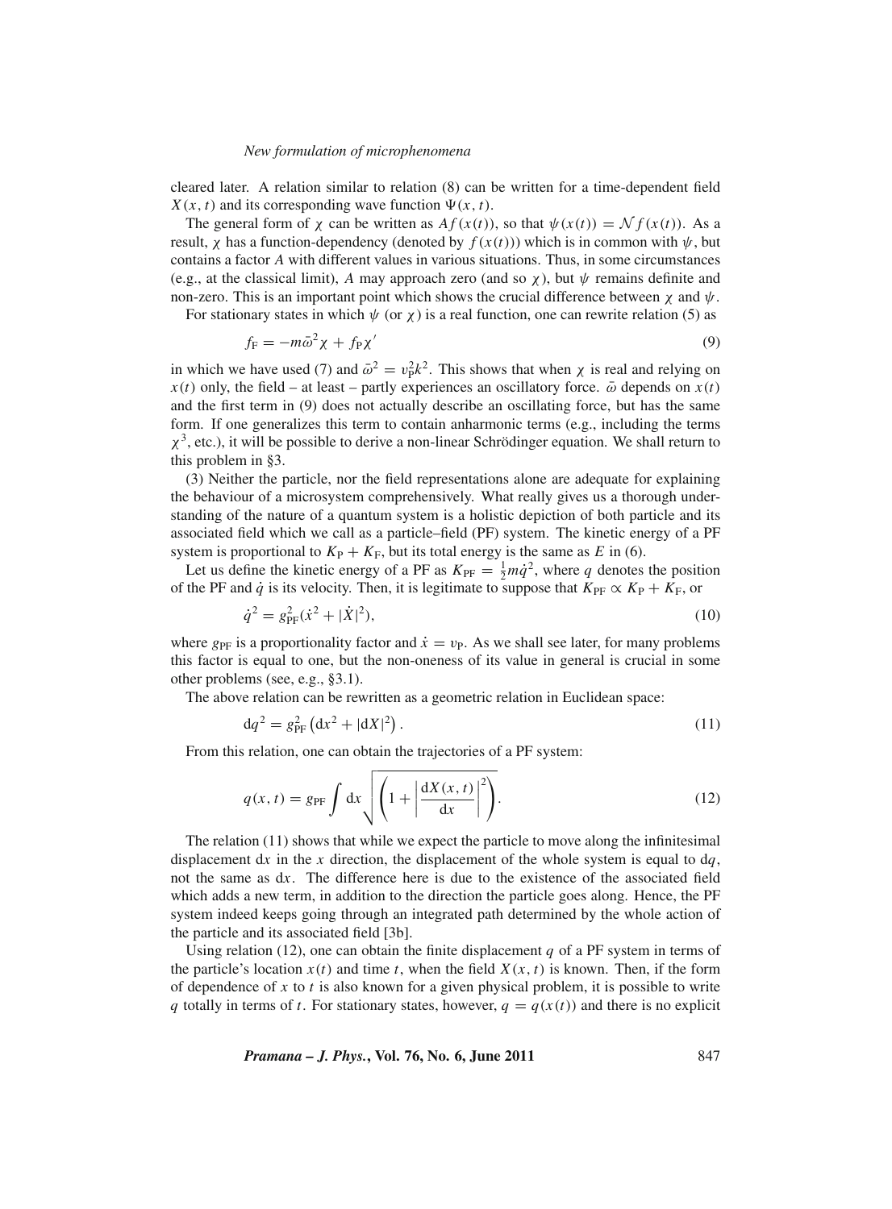cleared later. A relation similar to relation (8) can be written for a time-dependent field $X(x, t)$ and its corresponding wave function $\Psi(x, t)$.

The general form of $\chi$ can be written as $Af(x(t))$, so that $\psi(x(t)) = \mathcal{N} f(x(t))$. As a result, $\chi$ has a function-dependency (denoted by $f(x(t))$) which is in common with $\psi$, but contains a factor $A$ with different values in various situations. Thus, in some circumstances (e.g., at the classical limit), $A$ may approach zero (and so $\chi$), but $\psi$ remains definite and non-zero. This is an important point which shows the crucial difference between $\chi$ and $\psi$.

For stationary states in which $\psi$ (or $\chi$) is a real function, one can rewrite relation (5) as

$$f_{\mathrm{F}} = -m\bar{\omega}^2\chi + f_{\mathrm{P}}\chi' \tag{9}$$

in which we have used (7) and $\bar{\omega}^2 = v_{\mathrm{P}}^2 k^2$. This shows that when $\chi$ is real and relying on $x(t)$ only, the field – at least – partly experiences an oscillatory force. $\bar{\omega}$ depends on $x(t)$ and the first term in (9) does not actually describe an oscillating force, but has the same form. If one generalizes this term to contain anharmonic terms (e.g., including the terms $\chi^3$, etc.), it will be possible to derive a non-linear Schrödinger equation. We shall return to this problem in §3.

(3) Neither the particle, nor the field representations alone are adequate for explaining the behaviour of a microsystem comprehensively. What really gives us a thorough understanding of the nature of a quantum system is a holistic depiction of both particle and its associated field which we call as a particle–field (PF) system. The kinetic energy of a PF system is proportional to $K_{\mathrm{P}} + K_{\mathrm{F}}$, but its total energy is the same as $E$ in (6).

Let us define the kinetic energy of a PF as $K_{\mathrm{PF}} = \frac{1}{2}m\dot{q}^2$, where $q$ denotes the position of the PF and $\dot{q}$ is its velocity. Then, it is legitimate to suppose that $K_{\mathrm{PF}} \propto K_{\mathrm{P}} + K_{\mathrm{F}}$, or

$$\dot{q}^2 = g_{\mathrm{PF}}^2(\dot{x}^2 + |\dot{X}|^2), \tag{10}$$

where $g_{\mathrm{PF}}$ is a proportionality factor and $\dot{x} = v_{\mathrm{P}}$. As we shall see later, for many problems this factor is equal to one, but the non-oneness of its value in general is crucial in some other problems (see, e.g., §3.1).

The above relation can be rewritten as a geometric relation in Euclidean space:

$$\mathrm{d}q^2 = g_{\mathrm{PF}}^2\left(\mathrm{d}x^2 + |\mathrm{d}X|^2\right). \tag{11}$$

From this relation, one can obtain the trajectories of a PF system:

$$q(x, t) = g_{\mathrm{PF}} \int \mathrm{d}x \sqrt{\left(1 + \left|\frac{\mathrm{d}X(x, t)}{\mathrm{d}x}\right|^2\right)}. \tag{12}$$

The relation (11) shows that while we expect the particle to move along the infinitesimal displacement $\mathrm{d}x$ in the $x$ direction, the displacement of the whole system is equal to $\mathrm{d}q$, not the same as $\mathrm{d}x$. The difference here is due to the existence of the associated field which adds a new term, in addition to the direction the particle goes along. Hence, the PF system indeed keeps going through an integrated path determined by the whole action of the particle and its associated field [3b].

Using relation (12), one can obtain the finite displacement $q$ of a PF system in terms of the particle's location $x(t)$ and time $t$, when the field $X(x, t)$ is known. Then, if the form of dependence of $x$ to $t$ is also known for a given physical problem, it is possible to write $q$ totally in terms of $t$. For stationary states, however, $q = q(x(t))$ and there is no explicit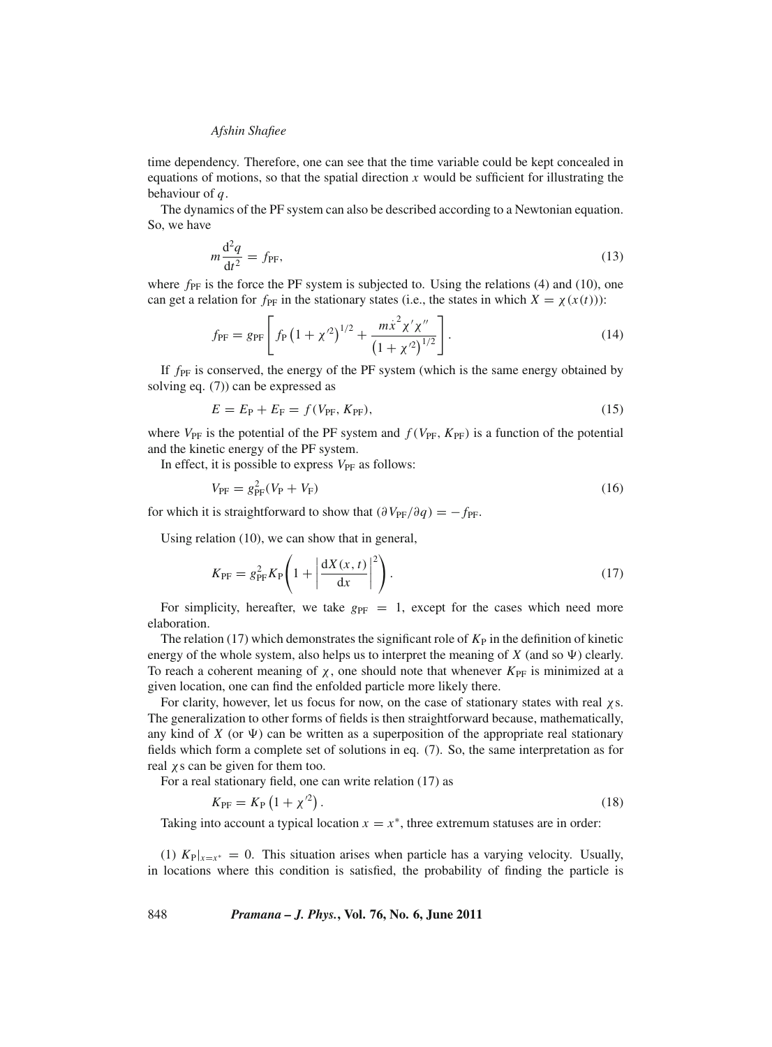time dependency. Therefore, one can see that the time variable could be kept concealed in equations of motions, so that the spatial direction $x$ would be sufficient for illustrating the behaviour of $q$.

The dynamics of the PF system can also be described according to a Newtonian equation. So, we have

$$m\frac{\mathrm{d}^2 q}{\mathrm{d}t^2} = f_{\mathrm{PF}}, \tag{13}$$

where $f_{\mathrm{PF}}$ is the force the PF system is subjected to. Using the relations (4) and (10), one can get a relation for $f_{\mathrm{PF}}$ in the stationary states (i.e., the states in which $X = \chi(x(t))$):

$$f_{\mathrm{PF}} = g_{\mathrm{PF}}\left[ f_{\mathrm{P}}\left(1+\chi'^2\right)^{1/2} + \frac{m\dot{x}^2\chi'\chi''}{\left(1+\chi'^2\right)^{1/2}} \right]. \tag{14}$$

If $f_{\mathrm{PF}}$ is conserved, the energy of the PF system (which is the same energy obtained by solving eq. (7)) can be expressed as

$$E = E_{\mathrm{P}} + E_{\mathrm{F}} = f(V_{\mathrm{PF}}, K_{\mathrm{PF}}), \tag{15}$$

where $V_{\mathrm{PF}}$ is the potential of the PF system and $f(V_{\mathrm{PF}}, K_{\mathrm{PF}})$ is a function of the potential and the kinetic energy of the PF system.

In effect, it is possible to express $V_{\mathrm{PF}}$ as follows:

$$V_{\mathrm{PF}} = g_{\mathrm{PF}}^2 (V_{\mathrm{P}} + V_{\mathrm{F}}) \tag{16}$$

for which it is straightforward to show that $(\partial V_{\mathrm{PF}}/\partial q) = -f_{\mathrm{PF}}$.

Using relation (10), we can show that in general,

$$K_{\mathrm{PF}} = g_{\mathrm{PF}}^2 K_{\mathrm{P}}\left(1 + \left|\frac{\mathrm{d}X(x,t)}{\mathrm{d}x}\right|^2\right). \tag{17}$$

For simplicity, hereafter, we take $g_{\mathrm{PF}} = 1$, except for the cases which need more elaboration.

The relation (17) which demonstrates the significant role of $K_{\mathrm{P}}$ in the definition of kinetic energy of the whole system, also helps us to interpret the meaning of $X$ (and so $\Psi$) clearly. To reach a coherent meaning of $\chi$, one should note that whenever $K_{\mathrm{PF}}$ is minimized at a given location, one can find the enfolded particle more likely there.

For clarity, however, let us focus for now, on the case of stationary states with real $\chi$s. The generalization to other forms of fields is then straightforward because, mathematically, any kind of $X$ (or $\Psi$) can be written as a superposition of the appropriate real stationary fields which form a complete set of solutions in eq. (7). So, the same interpretation as for real $\chi$s can be given for them too.

For a real stationary field, one can write relation (17) as

$$K_{\mathrm{PF}} = K_{\mathrm{P}}\left(1+\chi'^2\right). \tag{18}$$

Taking into account a typical location $x = x^*$, three extremum statuses are in order:

(1) $K_{\mathrm{P}}|_{x=x^*} = 0$. This situation arises when particle has a varying velocity. Usually, in locations where this condition is satisfied, the probability of finding the particle is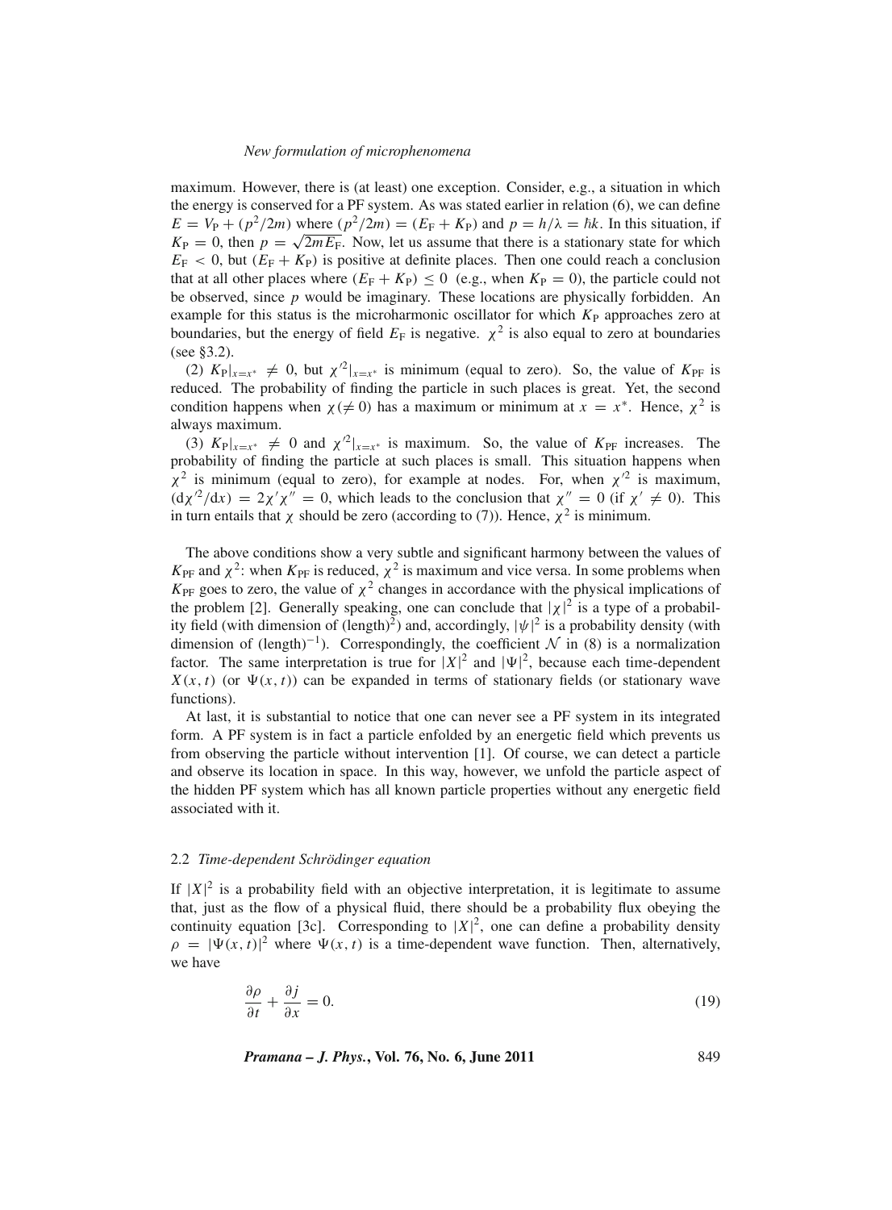maximum. However, there is (at least) one exception. Consider, e.g., a situation in which the energy is conserved for a PF system. As was stated earlier in relation (6), we can define $E = V_{\mathrm{P}} + (p^2/2m)$ where $(p^2/2m) = (E_{\mathrm{F}} + K_{\mathrm{P}})$ and $p = h/\lambda = \hbar k$. In this situation, if $K_{\mathrm{P}} = 0$, then $p = \sqrt{2mE_{\mathrm{F}}}$. Now, let us assume that there is a stationary state for which $E_{\mathrm{F}} < 0$, but $(E_{\mathrm{F}} + K_{\mathrm{P}})$ is positive at definite places. Then one could reach a conclusion that at all other places where $(E_{\mathrm{F}} + K_{\mathrm{P}}) \leq 0$ (e.g., when $K_{\mathrm{P}} = 0$), the particle could not be observed, since $p$ would be imaginary. These locations are physically forbidden. An example for this status is the microharmonic oscillator for which $K_{\mathrm{P}}$ approaches zero at boundaries, but the energy of field $E_{\mathrm{F}}$ is negative. $\chi^2$ is also equal to zero at boundaries (see §3.2).

(2) $K_{\mathrm{P}}|_{x=x^*} \neq 0$, but $\chi'^2|_{x=x^*}$ is minimum (equal to zero). So, the value of $K_{\mathrm{PF}}$ is reduced. The probability of finding the particle in such places is great. Yet, the second condition happens when $\chi (\neq 0)$ has a maximum or minimum at $x = x^*$. Hence, $\chi^2$ is always maximum.

(3) $K_{\mathrm{P}}|_{x=x^*} \neq 0$ and $\chi'^2|_{x=x^*}$ is maximum. So, the value of $K_{\mathrm{PF}}$ increases. The probability of finding the particle at such places is small. This situation happens when $\chi^2$ is minimum (equal to zero), for example at nodes. For, when $\chi'^2$ is maximum, $(\mathrm{d}\chi'^2/\mathrm{d}x) = 2\chi'\chi'' = 0$, which leads to the conclusion that $\chi'' = 0$ (if $\chi' \neq 0$). This in turn entails that $\chi$ should be zero (according to (7)). Hence, $\chi^2$ is minimum.

The above conditions show a very subtle and significant harmony between the values of $K_{\mathrm{PF}}$ and $\chi^2$: when $K_{\mathrm{PF}}$ is reduced, $\chi^2$ is maximum and vice versa. In some problems when $K_{\mathrm{PF}}$ goes to zero, the value of $\chi^2$ changes in accordance with the physical implications of the problem [2]. Generally speaking, one can conclude that $|\chi|^2$ is a type of a probability field (with dimension of (length)$^2$) and, accordingly, $|\psi|^2$ is a probability density (with dimension of (length)$^{-1}$). Correspondingly, the coefficient $\mathcal{N}$ in (8) is a normalization factor. The same interpretation is true for $|X|^2$ and $|\Psi|^2$, because each time-dependent $X(x,t)$ (or $\Psi(x,t)$) can be expanded in terms of stationary fields (or stationary wave functions).

At last, it is substantial to notice that one can never see a PF system in its integrated form. A PF system is in fact a particle enfolded by an energetic field which prevents us from observing the particle without intervention [1]. Of course, we can detect a particle and observe its location in space. In this way, however, we unfold the particle aspect of the hidden PF system which has all known particle properties without any energetic field associated with it.

### 2.2 *Time-dependent Schrödinger equation*

If $|X|^2$ is a probability field with an objective interpretation, it is legitimate to assume that, just as the flow of a physical fluid, there should be a probability flux obeying the continuity equation [3c]. Corresponding to $|X|^2$, one can define a probability density $\rho = |\Psi(x,t)|^2$ where $\Psi(x,t)$ is a time-dependent wave function. Then, alternatively, we have

$$\frac{\partial \rho}{\partial t} + \frac{\partial j}{\partial x} = 0. \tag{19}$$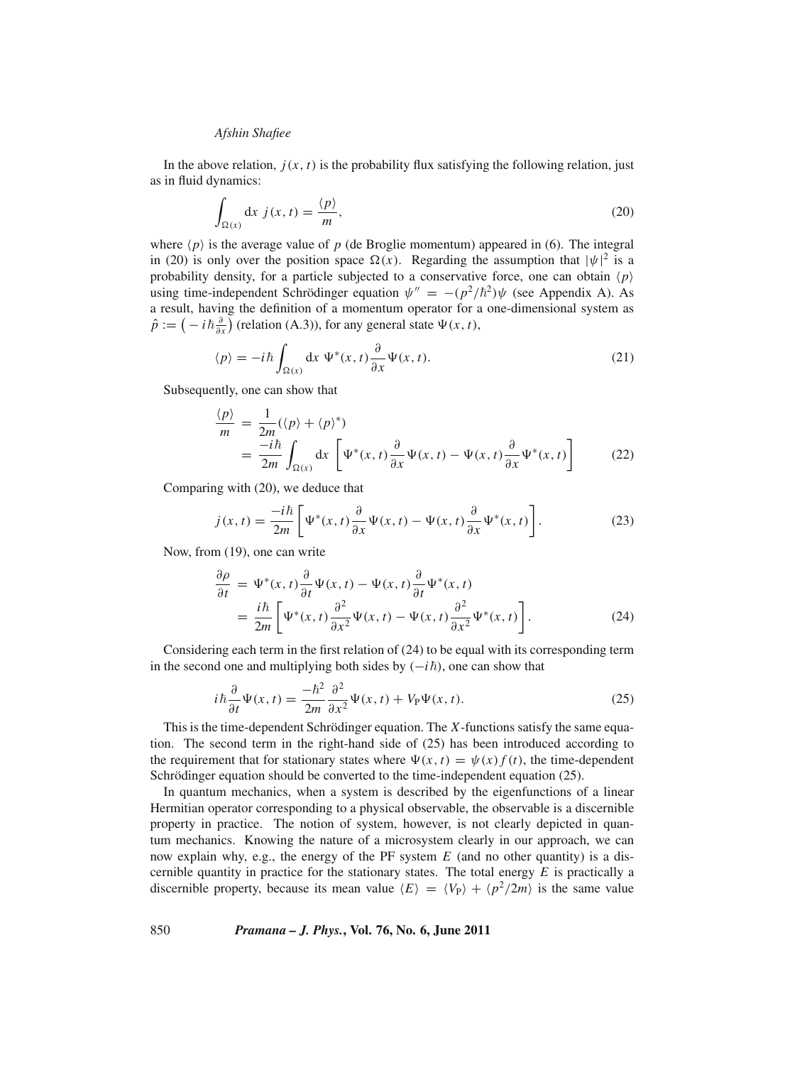In the above relation, $j(x, t)$ is the probability flux satisfying the following relation, just as in fluid dynamics:

$$\int_{\Omega(x)} \mathrm{d}x \; j(x, t) = \frac{\langle p \rangle}{m}, \tag{20}$$

where $\langle p \rangle$ is the average value of $p$ (de Broglie momentum) appeared in (6). The integral in (20) is only over the position space $\Omega(x)$. Regarding the assumption that $|\psi|^2$ is a probability density, for a particle subjected to a conservative force, one can obtain $\langle p \rangle$ using time-independent Schrödinger equation $\psi'' = -(p^2/\hbar^2)\psi$ (see Appendix A). As a result, having the definition of a momentum operator for a one-dimensional system as $\hat{p} := \left(-i\hbar\frac{\partial}{\partial x}\right)$ (relation (A.3)), for any general state $\Psi(x, t)$,

$$\langle p \rangle = -i\hbar \int_{\Omega(x)} \mathrm{d}x \; \Psi^*(x, t) \frac{\partial}{\partial x} \Psi(x, t). \tag{21}$$

Subsequently, one can show that

$$\begin{aligned} \frac{\langle p \rangle}{m} &= \frac{1}{2m}(\langle p \rangle + \langle p \rangle^*) \\ &= \frac{-i\hbar}{2m} \int_{\Omega(x)} \mathrm{d}x \left[ \Psi^*(x, t) \frac{\partial}{\partial x} \Psi(x, t) - \Psi(x, t) \frac{\partial}{\partial x} \Psi^*(x, t) \right] \end{aligned} \tag{22}$$

Comparing with (20), we deduce that

$$j(x, t) = \frac{-i\hbar}{2m} \left[ \Psi^*(x, t) \frac{\partial}{\partial x} \Psi(x, t) - \Psi(x, t) \frac{\partial}{\partial x} \Psi^*(x, t) \right]. \tag{23}$$

Now, from (19), one can write

$$\begin{aligned} \frac{\partial \rho}{\partial t} &= \Psi^*(x, t) \frac{\partial}{\partial t} \Psi(x, t) - \Psi(x, t) \frac{\partial}{\partial t} \Psi^*(x, t) \\ &= \frac{i\hbar}{2m} \left[ \Psi^*(x, t) \frac{\partial^2}{\partial x^2} \Psi(x, t) - \Psi(x, t) \frac{\partial^2}{\partial x^2} \Psi^*(x, t) \right]. \end{aligned} \tag{24}$$

Considering each term in the first relation of (24) to be equal with its corresponding term in the second one and multiplying both sides by $(-i\hbar)$, one can show that

$$i\hbar \frac{\partial}{\partial t} \Psi(x, t) = \frac{-\hbar^2}{2m} \frac{\partial^2}{\partial x^2} \Psi(x, t) + V_{\mathrm{P}} \Psi(x, t). \tag{25}$$

This is the time-dependent Schrödinger equation. The $X$-functions satisfy the same equation. The second term in the right-hand side of (25) has been introduced according to the requirement that for stationary states where $\Psi(x, t) = \psi(x) f(t)$, the time-dependent Schrödinger equation should be converted to the time-independent equation (25).

In quantum mechanics, when a system is described by the eigenfunctions of a linear Hermitian operator corresponding to a physical observable, the observable is a discernible property in practice. The notion of system, however, is not clearly depicted in quantum mechanics. Knowing the nature of a microsystem clearly in our approach, we can now explain why, e.g., the energy of the PF system $E$ (and no other quantity) is a discernible quantity in practice for the stationary states. The total energy $E$ is practically a discernible property, because its mean value $\langle E \rangle = \langle V_{\mathrm{P}} \rangle + \langle p^2/2m \rangle$ is the same value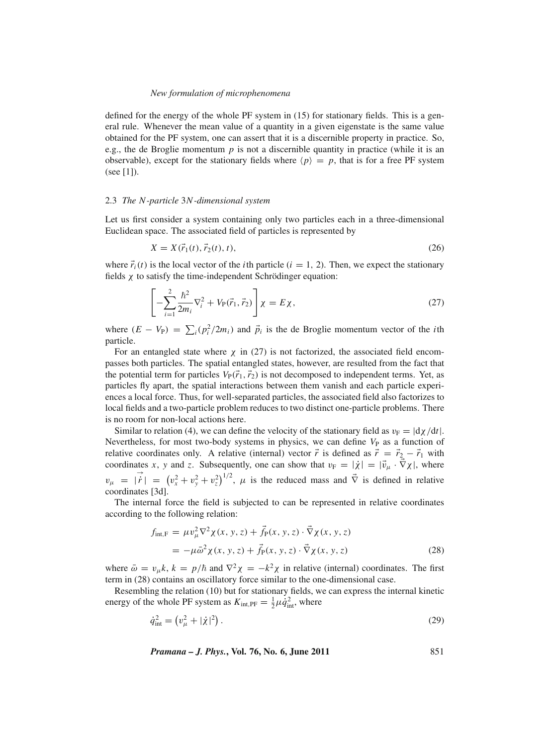defined for the energy of the whole PF system in (15) for stationary fields. This is a general rule. Whenever the mean value of a quantity in a given eigenstate is the same value obtained for the PF system, one can assert that it is a discernible property in practice. So, e.g., the de Broglie momentum $p$ is not a discernible quantity in practice (while it is an observable), except for the stationary fields where $\langle p \rangle = p$, that is for a free PF system (see [1]).

### 2.3 *The N-particle 3N-dimensional system*

Let us first consider a system containing only two particles each in a three-dimensional Euclidean space. The associated field of particles is represented by

$$X = X(\vec{r}_1(t), \vec{r}_2(t), t), \tag{26}$$

where $\vec{r}_i(t)$ is the local vector of the $i$th particle ($i = 1, 2$). Then, we expect the stationary fields $\chi$ to satisfy the time-independent Schrödinger equation:

$$\left[ -\sum_{i=1}^{2} \frac{\hbar^2}{2m_i} \nabla_i^2 + V_{\rm P}(\vec{r}_1, \vec{r}_2) \right] \chi = E\chi, \tag{27}$$

where $(E - V_{\rm P}) = \sum_i (p_i^2/2m_i)$ and $\vec{p}_i$ is the de Broglie momentum vector of the $i$th particle.

For an entangled state where $\chi$ in (27) is not factorized, the associated field encompasses both particles. The spatial entangled states, however, are resulted from the fact that the potential term for particles $V_{\rm P}(\vec{r}_1, \vec{r}_2)$ is not decomposed to independent terms. Yet, as particles fly apart, the spatial interactions between them vanish and each particle experiences a local force. Thus, for well-separated particles, the associated field also factorizes to local fields and a two-particle problem reduces to two distinct one-particle problems. There is no room for non-local actions here.

Similar to relation (4), we can define the velocity of the stationary field as $v_{\rm F} = |{\rm d}\chi/{\rm d}t|$. Nevertheless, for most two-body systems in physics, we can define $V_{\rm P}$ as a function of relative coordinates only. A relative (internal) vector $\vec{r}$ is defined as $\vec{r} = \vec{r}_2 - \vec{r}_1$ with coordinates $x$, $y$ and $z$. Subsequently, one can show that $v_{\rm F} = |\dot{\chi}| = |\vec{v}_\mu \cdot \vec{\nabla}\chi|$, where $v_\mu = |\vec{\dot{r}}| = \left(v_x^2 + v_y^2 + v_z^2\right)^{1/2}$, $\mu$ is the reduced mass and $\vec{\nabla}$ is defined in relative coordinates [3d].

The internal force the field is subjected to can be represented in relative coordinates according to the following relation:

$$\begin{aligned} f_{\rm int,F} &= \mu v_\mu^2 \nabla^2 \chi(x, y, z) + \vec{f}_{\rm P}(x, y, z) \cdot \vec{\nabla}\chi(x, y, z) \\ &= -\mu\bar{\omega}^2 \chi(x, y, z) + \vec{f}_{\rm P}(x, y, z) \cdot \vec{\nabla}\chi(x, y, z) \end{aligned} \tag{28}$$

where $\bar{\omega} = v_\mu k$, $k = p/\hbar$ and $\nabla^2\chi = -k^2\chi$ in relative (internal) coordinates. The first term in (28) contains an oscillatory force similar to the one-dimensional case.

Resembling the relation (10) but for stationary fields, we can express the internal kinetic energy of the whole PF system as $K_{\rm int,PF} = \frac{1}{2}\mu\dot{q}_{\rm int}^2$, where

$$\dot{q}_{\rm int}^2 = \left(v_\mu^2 + |\dot{\chi}|^2\right). \tag{29}$$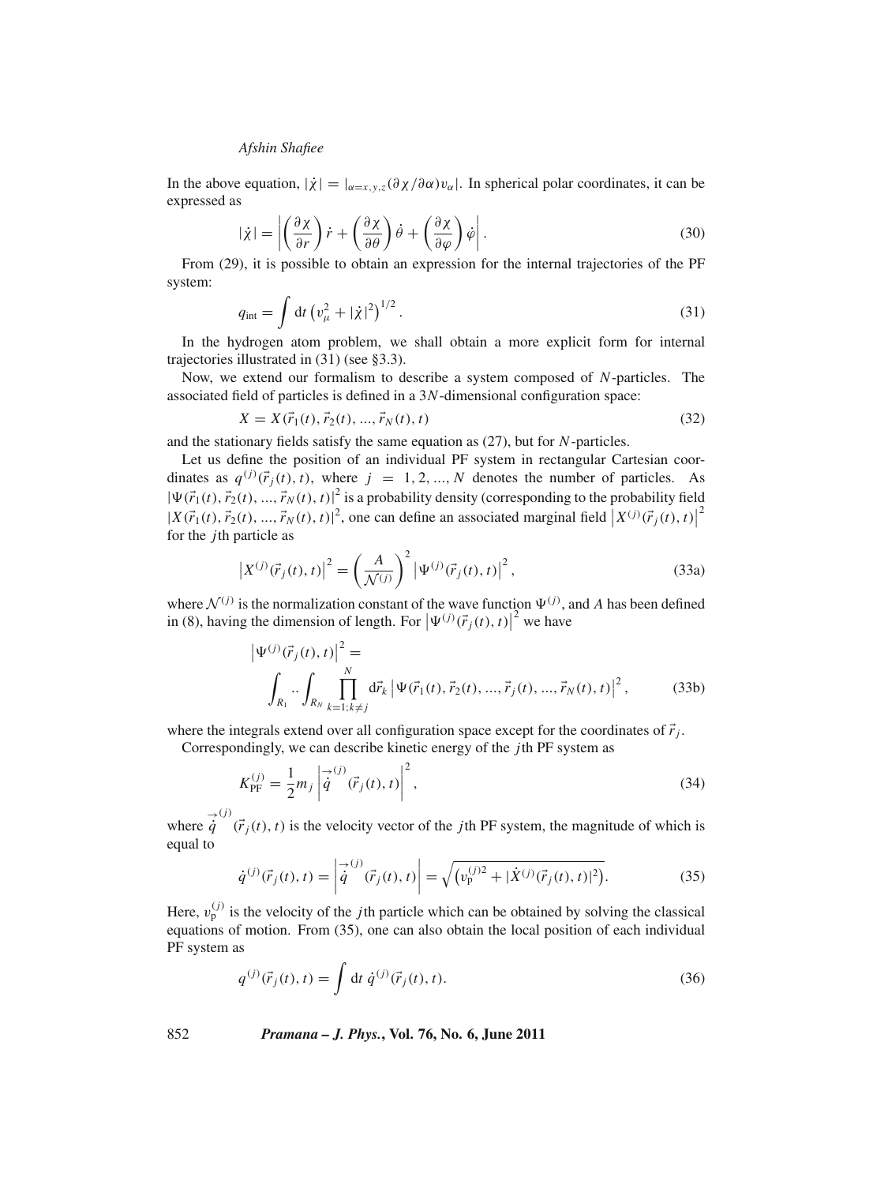In the above equation, $|\dot{\chi}| = |_{\alpha=x,y,z}(\partial\chi/\partial\alpha)v_\alpha|$. In spherical polar coordinates, it can be expressed as

$$|\dot{\chi}| = \left|\left(\frac{\partial\chi}{\partial r}\right)\dot{r} + \left(\frac{\partial\chi}{\partial\theta}\right)\dot{\theta} + \left(\frac{\partial\chi}{\partial\varphi}\right)\dot{\varphi}\right|. \tag{30}$$

From (29), it is possible to obtain an expression for the internal trajectories of the PF system:

$$q_{\rm int} = \int {\rm d}t\,\left(v_\mu^2 + |\dot{\chi}|^2\right)^{1/2}. \tag{31}$$

In the hydrogen atom problem, we shall obtain a more explicit form for internal trajectories illustrated in (31) (see §3.3).

Now, we extend our formalism to describe a system composed of $N$-particles. The associated field of particles is defined in a $3N$-dimensional configuration space:

$$X = X(\vec{r}_1(t), \vec{r}_2(t), ..., \vec{r}_N(t), t) \tag{32}$$

and the stationary fields satisfy the same equation as (27), but for $N$-particles.

Let us define the position of an individual PF system in rectangular Cartesian coordinates as $q^{(j)}(\vec{r}_j(t), t)$, where $j = 1, 2, ..., N$ denotes the number of particles. As $|\Psi(\vec{r}_1(t), \vec{r}_2(t), ..., \vec{r}_N(t), t)|^2$ is a probability density (corresponding to the probability field $|X(\vec{r}_1(t), \vec{r}_2(t), ..., \vec{r}_N(t), t)|^2$, one can define an associated marginal field $\left|X^{(j)}(\vec{r}_j(t), t)\right|^2$ for the $j$th particle as

$$\left|X^{(j)}(\vec{r}_j(t), t)\right|^2 = \left(\frac{A}{\mathcal{N}^{(j)}}\right)^2 \left|\Psi^{(j)}(\vec{r}_j(t), t)\right|^2, \tag{33a}$$

where $\mathcal{N}^{(j)}$ is the normalization constant of the wave function $\Psi^{(j)}$, and $A$ has been defined in (8), having the dimension of length. For $\left|\Psi^{(j)}(\vec{r}_j(t), t)\right|^2$ we have

$$\left|\Psi^{(j)}(\vec{r}_j(t), t)\right|^2 = \int_{R_1} .. \int_{R_N} \prod_{k=1;k\neq j}^{N} {\rm d}\vec{r}_k \left|\Psi(\vec{r}_1(t), \vec{r}_2(t), ..., \vec{r}_j(t), ..., \vec{r}_N(t), t)\right|^2, \tag{33b}$$

where the integrals extend over all configuration space except for the coordinates of $\vec{r}_j$.

Correspondingly, we can describe kinetic energy of the $j$th PF system as

$$K_{\rm PF}^{(j)} = \frac{1}{2}m_j \left|\vec{\dot{q}}^{(j)}(\vec{r}_j(t), t)\right|^2, \tag{34}$$

where $\vec{\dot{q}}^{(j)}(\vec{r}_j(t), t)$ is the velocity vector of the $j$th PF system, the magnitude of which is equal to

$$\dot{q}^{(j)}(\vec{r}_j(t), t) = \left|\vec{\dot{q}}^{(j)}(\vec{r}_j(t), t)\right| = \sqrt{\left(v_{\rm p}^{(j)2} + |\dot{X}^{(j)}(\vec{r}_j(t), t)|^2\right)}. \tag{35}$$

Here, $v_{\rm p}^{(j)}$ is the velocity of the $j$th particle which can be obtained by solving the classical equations of motion. From (35), one can also obtain the local position of each individual PF system as

$$q^{(j)}(\vec{r}_j(t), t) = \int {\rm d}t\,\dot{q}^{(j)}(\vec{r}_j(t), t). \tag{36}$$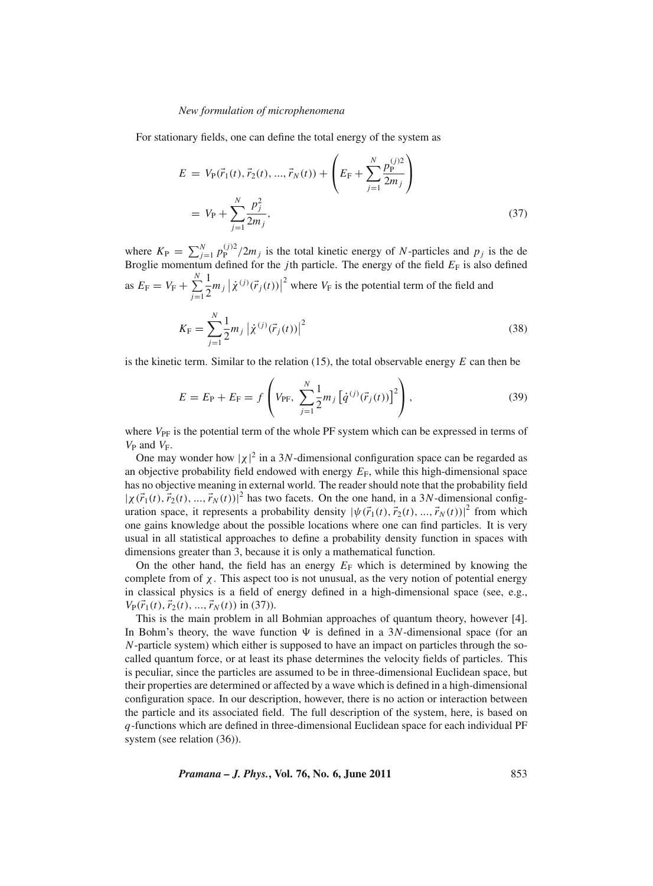For stationary fields, one can define the total energy of the system as

$$
\begin{aligned}
E &= V_{\mathrm{P}}(\vec{r}_1(t), \vec{r}_2(t), ..., \vec{r}_N(t)) + \left( E_{\mathrm{F}} + \sum_{j=1}^{N} \frac{p_{\mathrm{P}}^{(j)2}}{2m_j} \right) \\
&= V_{\mathrm{P}} + \sum_{j=1}^{N} \frac{p_j^2}{2m_j},
\end{aligned} \tag{37}
$$

where $K_{\mathrm{P}} = \sum_{j=1}^{N} p_{\mathrm{P}}^{(j)2}/2m_j$ is the total kinetic energy of $N$-particles and $p_j$ is the de Broglie momentum defined for the $j$th particle. The energy of the field $E_{\mathrm{F}}$ is also defined as $E_{\mathrm{F}} = V_{\mathrm{F}} + \sum_{j=1}^{N} \frac{1}{2} m_j \left| \dot{\chi}^{(j)}(\vec{r}_j(t)) \right|^2$ where $V_{\mathrm{F}}$ is the potential term of the field and

$$
K_{\mathrm{F}} = \sum_{j=1}^{N} \frac{1}{2} m_j \left| \dot{\chi}^{(j)}(\vec{r}_j(t)) \right|^2 \tag{38}
$$

is the kinetic term. Similar to the relation (15), the total observable energy $E$ can then be

$$
E = E_{\mathrm{P}} + E_{\mathrm{F}} = f \left( V_{\mathrm{PF}}, \ \sum_{j=1}^{N} \frac{1}{2} m_j \left[ \dot{q}^{(j)}(\vec{r}_j(t)) \right]^2 \right), \tag{39}
$$

where $V_{\mathrm{PF}}$ is the potential term of the whole PF system which can be expressed in terms of $V_{\mathrm{P}}$ and $V_{\mathrm{F}}$.

One may wonder how $|\chi|^2$ in a $3N$-dimensional configuration space can be regarded as an objective probability field endowed with energy $E_{\mathrm{F}}$, while this high-dimensional space has no objective meaning in external world. The reader should note that the probability field $|\chi(\vec{r}_1(t), \vec{r}_2(t), ..., \vec{r}_N(t))|^2$ has two facets. On the one hand, in a $3N$-dimensional configuration space, it represents a probability density $|\psi(\vec{r}_1(t), \vec{r}_2(t), ..., \vec{r}_N(t))|^2$ from which one gains knowledge about the possible locations where one can find particles. It is very usual in all statistical approaches to define a probability density function in spaces with dimensions greater than 3, because it is only a mathematical function.

On the other hand, the field has an energy $E_{\mathrm{F}}$ which is determined by knowing the complete from of $\chi$. This aspect too is not unusual, as the very notion of potential energy in classical physics is a field of energy defined in a high-dimensional space (see, e.g., $V_{\mathrm{P}}(\vec{r}_1(t), \vec{r}_2(t), ..., \vec{r}_N(t))$ in (37)).

This is the main problem in all Bohmian approaches of quantum theory, however [4]. In Bohm's theory, the wave function $\Psi$ is defined in a $3N$-dimensional space (for an $N$-particle system) which either is supposed to have an impact on particles through the so-called quantum force, or at least its phase determines the velocity fields of particles. This is peculiar, since the particles are assumed to be in three-dimensional Euclidean space, but their properties are determined or affected by a wave which is defined in a high-dimensional configuration space. In our description, however, there is no action or interaction between the particle and its associated field. The full description of the system, here, is based on $q$-functions which are defined in three-dimensional Euclidean space for each individual PF system (see relation (36)).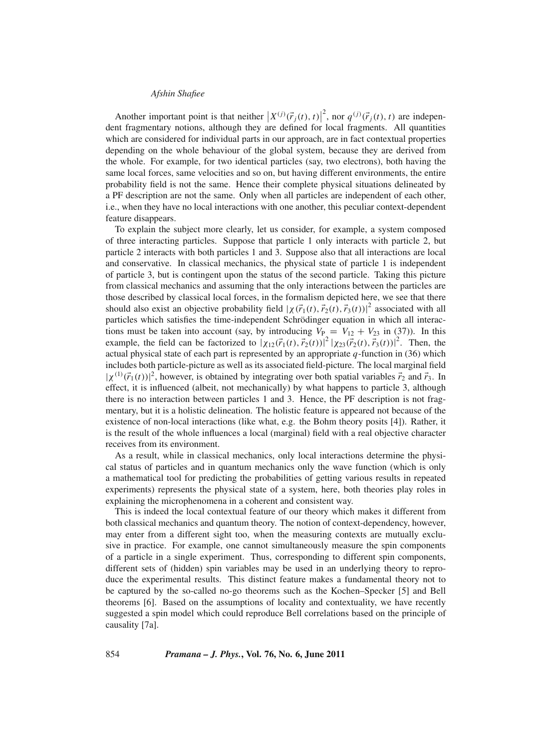Another important point is that neither $\left|X^{(j)}(\vec{r}_j(t), t)\right|^2$, nor $q^{(j)}(\vec{r}_j(t), t)$ are independent fragmentary notions, although they are defined for local fragments. All quantities which are considered for individual parts in our approach, are in fact contextual properties depending on the whole behaviour of the global system, because they are derived from the whole. For example, for two identical particles (say, two electrons), both having the same local forces, same velocities and so on, but having different environments, the entire probability field is not the same. Hence their complete physical situations delineated by a PF description are not the same. Only when all particles are independent of each other, i.e., when they have no local interactions with one another, this peculiar context-dependent feature disappears.

To explain the subject more clearly, let us consider, for example, a system composed of three interacting particles. Suppose that particle 1 only interacts with particle 2, but particle 2 interacts with both particles 1 and 3. Suppose also that all interactions are local and conservative. In classical mechanics, the physical state of particle 1 is independent of particle 3, but is contingent upon the status of the second particle. Taking this picture from classical mechanics and assuming that the only interactions between the particles are those described by classical local forces, in the formalism depicted here, we see that there should also exist an objective probability field $|\chi(\vec{r}_1(t), \vec{r}_2(t), \vec{r}_3(t))|^2$ associated with all particles which satisfies the time-independent Schrödinger equation in which all interactions must be taken into account (say, by introducing $V_{\mathrm{P}} = V_{12} + V_{23}$ in (37)). In this example, the field can be factorized to $|\chi_{12}(\vec{r}_1(t), \vec{r}_2(t))|^2 \, |\chi_{23}(\vec{r}_2(t), \vec{r}_3(t))|^2$. Then, the actual physical state of each part is represented by an appropriate $q$-function in (36) which includes both particle-picture as well as its associated field-picture. The local marginal field $|\chi^{(1)}(\vec{r}_1(t))|^2$, however, is obtained by integrating over both spatial variables $\vec{r}_2$ and $\vec{r}_3$. In effect, it is influenced (albeit, not mechanically) by what happens to particle 3, although there is no interaction between particles 1 and 3. Hence, the PF description is not fragmentary, but it is a holistic delineation. The holistic feature is appeared not because of the existence of non-local interactions (like what, e.g. the Bohm theory posits [4]). Rather, it is the result of the whole influences a local (marginal) field with a real objective character receives from its environment.

As a result, while in classical mechanics, only local interactions determine the physical status of particles and in quantum mechanics only the wave function (which is only a mathematical tool for predicting the probabilities of getting various results in repeated experiments) represents the physical state of a system, here, both theories play roles in explaining the microphenomena in a coherent and consistent way.

This is indeed the local contextual feature of our theory which makes it different from both classical mechanics and quantum theory. The notion of context-dependency, however, may enter from a different sight too, when the measuring contexts are mutually exclusive in practice. For example, one cannot simultaneously measure the spin components of a particle in a single experiment. Thus, corresponding to different spin components, different sets of (hidden) spin variables may be used in an underlying theory to reproduce the experimental results. This distinct feature makes a fundamental theory not to be captured by the so-called no-go theorems such as the Kochen–Specker [5] and Bell theorems [6]. Based on the assumptions of locality and contextuality, we have recently suggested a spin model which could reproduce Bell correlations based on the principle of causality [7a].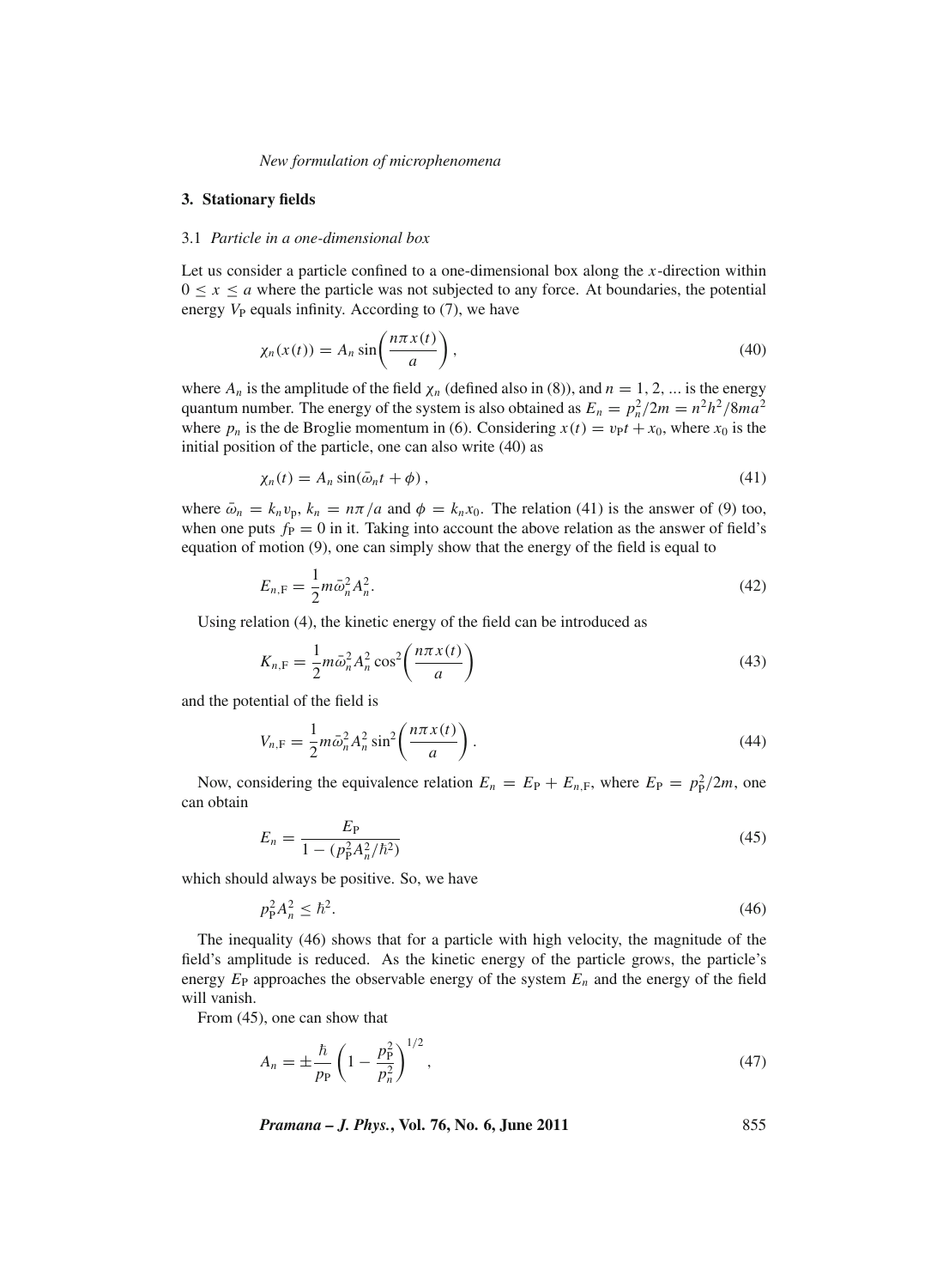## 3. Stationary fields

### 3.1 *Particle in a one-dimensional box*

Let us consider a particle confined to a one-dimensional box along the $x$-direction within $0 \leq x \leq a$ where the particle was not subjected to any force. At boundaries, the potential energy $V_{\mathrm{P}}$ equals infinity. According to (7), we have

$$\chi_n(x(t)) = A_n \sin\left(\frac{n\pi x(t)}{a}\right), \tag{40}$$

where $A_n$ is the amplitude of the field $\chi_n$ (defined also in (8)), and $n = 1, 2, \ldots$ is the energy quantum number. The energy of the system is also obtained as $E_n = p_n^2/2m = n^2h^2/8ma^2$ where $p_n$ is the de Broglie momentum in (6). Considering $x(t) = v_{\mathrm{P}}t + x_0$, where $x_0$ is the initial position of the particle, one can also write (40) as

$$\chi_n(t) = A_n \sin(\bar{\omega}_n t + \phi), \tag{41}$$

where $\bar{\omega}_n = k_n v_{\mathrm{p}}$, $k_n = n\pi/a$ and $\phi = k_n x_0$. The relation (41) is the answer of (9) too, when one puts $f_{\mathrm{P}} = 0$ in it. Taking into account the above relation as the answer of field's equation of motion (9), one can simply show that the energy of the field is equal to

$$E_{n,\mathrm{F}} = \frac{1}{2}m\bar{\omega}_n^2 A_n^2. \tag{42}$$

Using relation (4), the kinetic energy of the field can be introduced as

$$K_{n,\mathrm{F}} = \frac{1}{2}m\bar{\omega}_n^2 A_n^2 \cos^2\left(\frac{n\pi x(t)}{a}\right) \tag{43}$$

and the potential of the field is

$$V_{n,\mathrm{F}} = \frac{1}{2}m\bar{\omega}_n^2 A_n^2 \sin^2\left(\frac{n\pi x(t)}{a}\right). \tag{44}$$

Now, considering the equivalence relation $E_n = E_{\mathrm{P}} + E_{n,\mathrm{F}}$, where $E_{\mathrm{P}} = p_{\mathrm{P}}^2/2m$, one can obtain

$$E_n = \frac{E_{\mathrm{P}}}{1 - (p_{\mathrm{P}}^2 A_n^2/\hbar^2)} \tag{45}$$

which should always be positive. So, we have

$$p_{\mathrm{P}}^2 A_n^2 \leq \hbar^2. \tag{46}$$

The inequality (46) shows that for a particle with high velocity, the magnitude of the field's amplitude is reduced. As the kinetic energy of the particle grows, the particle's energy $E_{\mathrm{P}}$ approaches the observable energy of the system $E_n$ and the energy of the field will vanish.

From (45), one can show that

$$A_n = \pm\frac{\hbar}{p_{\mathrm{P}}}\left(1 - \frac{p_{\mathrm{P}}^2}{p_n^2}\right)^{1/2}, \tag{47}$$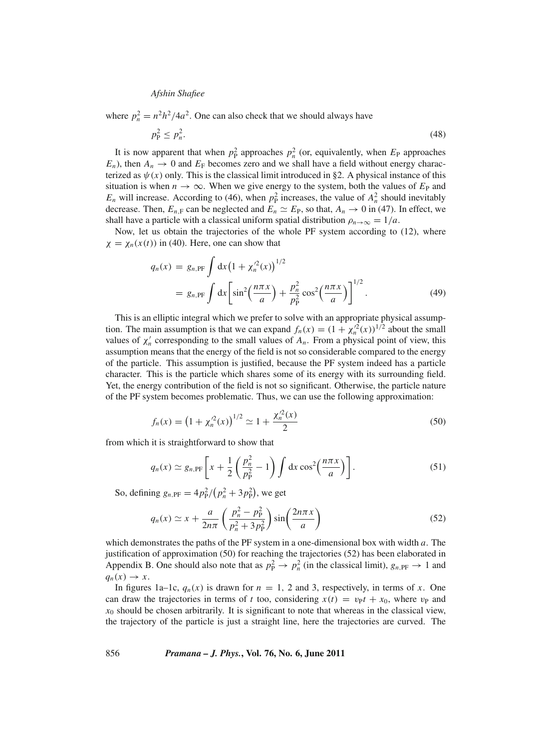where $p_n^2 = n^2h^2/4a^2$. One can also check that we should always have

$$p_P^2 \leq p_n^2. \tag{48}$$

It is now apparent that when $p_P^2$ approaches $p_n^2$ (or, equivalently, when $E_P$ approaches $E_n$), then $A_n \to 0$ and $E_F$ becomes zero and we shall have a field without energy characterized as $\psi(x)$ only. This is the classical limit introduced in §2. A physical instance of this situation is when $n \to \infty$. When we give energy to the system, both the values of $E_P$ and $E_n$ will increase. According to (46), when $p_P^2$ increases, the value of $A_n^2$ should inevitably decrease. Then, $E_{n,F}$ can be neglected and $E_n \simeq E_P$, so that, $A_n \to 0$ in (47). In effect, we shall have a particle with a classical uniform spatial distribution $\rho_{n\to\infty} = 1/a$.

Now, let us obtain the trajectories of the whole PF system according to (12), where $\chi = \chi_n(x(t))$ in (40). Here, one can show that

$$\begin{aligned} q_n(x) &= g_{n,\mathrm{PF}} \int \mathrm{d}x \left(1 + \chi_n'^2(x)\right)^{1/2} \\ &= g_{n,\mathrm{PF}} \int \mathrm{d}x \left[\sin^2\!\left(\frac{n\pi x}{a}\right) + \frac{p_n^2}{p_P^2}\cos^2\!\left(\frac{n\pi x}{a}\right)\right]^{1/2}. \end{aligned} \tag{49}$$

This is an elliptic integral which we prefer to solve with an appropriate physical assumption. The main assumption is that we can expand $f_n(x) = (1 + \chi_n'^2(x))^{1/2}$ about the small values of $\chi_n'$ corresponding to the small values of $A_n$. From a physical point of view, this assumption means that the energy of the field is not so considerable compared to the energy of the particle. This assumption is justified, because the PF system indeed has a particle character. This is the particle which shares some of its energy with its surrounding field. Yet, the energy contribution of the field is not so significant. Otherwise, the particle nature of the PF system becomes problematic. Thus, we can use the following approximation:

$$f_n(x) = \left(1 + \chi_n'^2(x)\right)^{1/2} \simeq 1 + \frac{\chi_n'^2(x)}{2} \tag{50}$$

from which it is straightforward to show that

$$q_n(x) \simeq g_{n,\mathrm{PF}} \left[x + \frac{1}{2}\left(\frac{p_n^2}{p_P^2} - 1\right) \int \mathrm{d}x \cos^2\!\left(\frac{n\pi x}{a}\right)\right]. \tag{51}$$

So, defining $g_{n,\mathrm{PF}} = 4p_P^2/\left(p_n^2 + 3p_P^2\right)$, we get

$$q_n(x) \simeq x + \frac{a}{2n\pi}\left(\frac{p_n^2 - p_P^2}{p_n^2 + 3p_P^2}\right)\sin\!\left(\frac{2n\pi x}{a}\right) \tag{52}$$

which demonstrates the paths of the PF system in a one-dimensional box with width $a$. The justification of approximation (50) for reaching the trajectories (52) has been elaborated in Appendix B. One should also note that as $p_P^2 \to p_n^2$ (in the classical limit), $g_{n,\mathrm{PF}} \to 1$ and $q_n(x) \to x$.

In figures 1a–1c, $q_n(x)$ is drawn for $n = 1$, 2 and 3, respectively, in terms of $x$. One can draw the trajectories in terms of $t$ too, considering $x(t) = v_P t + x_0$, where $v_P$ and $x_0$ should be chosen arbitrarily. It is significant to note that whereas in the classical view, the trajectory of the particle is just a straight line, here the trajectories are curved. The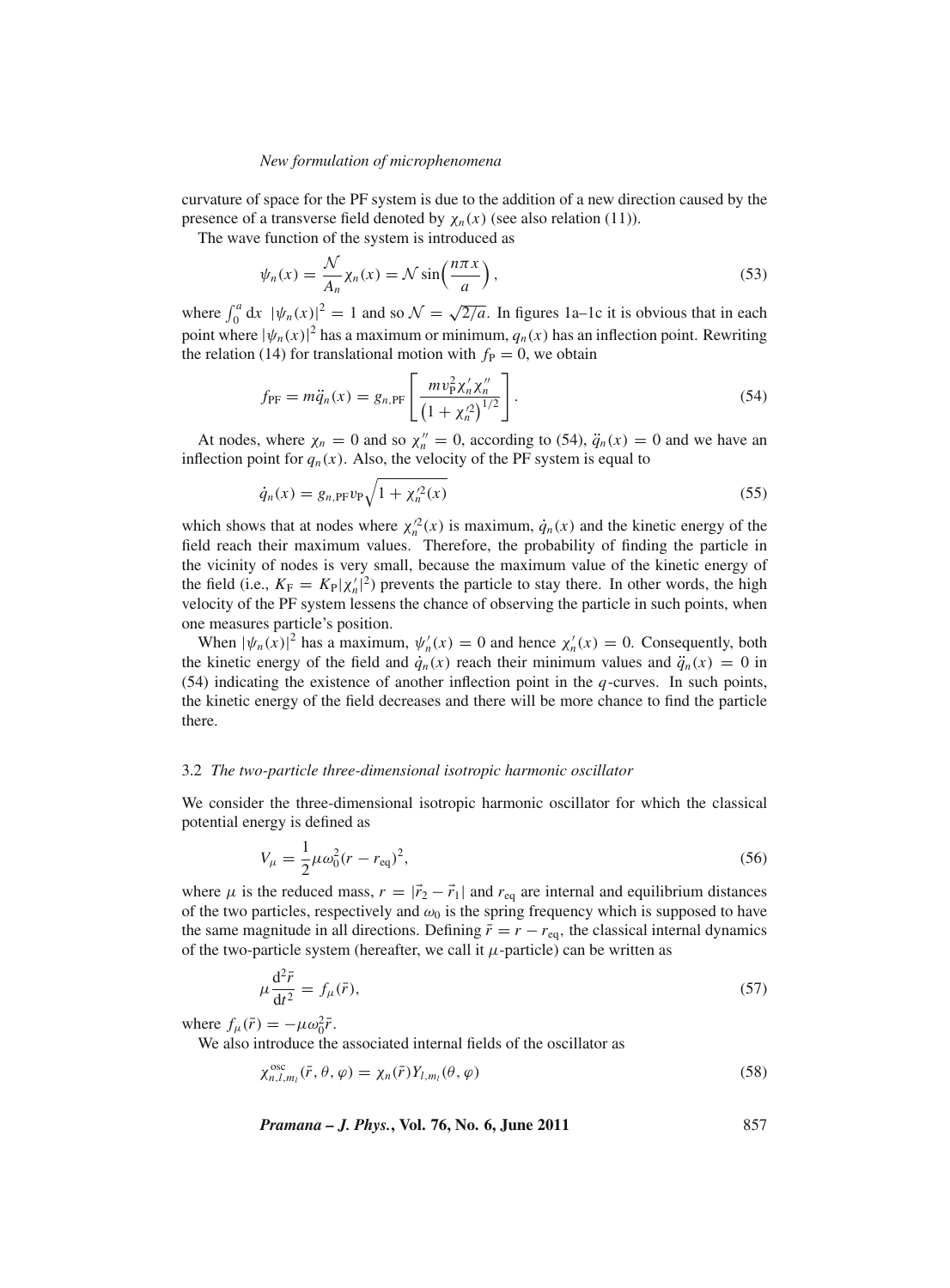curvature of space for the PF system is due to the addition of a new direction caused by the presence of a transverse field denoted by $\chi_n(x)$ (see also relation (11)).

The wave function of the system is introduced as

$$\psi_n(x) = \frac{\mathcal{N}}{A_n}\chi_n(x) = \mathcal{N}\sin\left(\frac{n\pi x}{a}\right), \tag{53}$$

where $\int_0^a \mathrm{d}x\ |\psi_n(x)|^2 = 1$ and so $\mathcal{N} = \sqrt{2/a}$. In figures 1a–1c it is obvious that in each point where $|\psi_n(x)|^2$ has a maximum or minimum, $q_n(x)$ has an inflection point. Rewriting the relation (14) for translational motion with $f_{\mathrm{P}} = 0$, we obtain

$$f_{\mathrm{PF}} = m\ddot{q}_n(x) = g_{n,\mathrm{PF}}\left[\frac{mv_{\mathrm{P}}^2\chi_n'\chi_n''}{\left(1+\chi_n'^2\right)^{1/2}}\right]. \tag{54}$$

At nodes, where $\chi_n = 0$ and so $\chi_n'' = 0$, according to (54), $\ddot{q}_n(x) = 0$ and we have an inflection point for $q_n(x)$. Also, the velocity of the PF system is equal to

$$\dot{q}_n(x) = g_{n,\mathrm{PF}}v_{\mathrm{P}}\sqrt{1+\chi_n'^2(x)} \tag{55}$$

which shows that at nodes where $\chi_n'^2(x)$ is maximum, $\dot{q}_n(x)$ and the kinetic energy of the field reach their maximum values. Therefore, the probability of finding the particle in the vicinity of nodes is very small, because the maximum value of the kinetic energy of the field (i.e., $K_{\mathrm{F}} = K_{\mathrm{P}}|\chi_n'|^2$) prevents the particle to stay there. In other words, the high velocity of the PF system lessens the chance of observing the particle in such points, when one measures particle's position.

When $|\psi_n(x)|^2$ has a maximum, $\psi_n'(x) = 0$ and hence $\chi_n'(x) = 0$. Consequently, both the kinetic energy of the field and $\dot{q}_n(x)$ reach their minimum values and $\ddot{q}_n(x) = 0$ in (54) indicating the existence of another inflection point in the $q$-curves. In such points, the kinetic energy of the field decreases and there will be more chance to find the particle there.

### 3.2 *The two-particle three-dimensional isotropic harmonic oscillator*

We consider the three-dimensional isotropic harmonic oscillator for which the classical potential energy is defined as

$$V_\mu = \frac{1}{2}\mu\omega_0^2(r - r_{\mathrm{eq}})^2, \tag{56}$$

where $\mu$ is the reduced mass, $r = |\vec{r}_2 - \vec{r}_1|$ and $r_{\mathrm{eq}}$ are internal and equilibrium distances of the two particles, respectively and $\omega_0$ is the spring frequency which is supposed to have the same magnitude in all directions. Defining $\bar{r} = r - r_{\mathrm{eq}}$, the classical internal dynamics of the two-particle system (hereafter, we call it $\mu$-particle) can be written as

$$\mu\frac{\mathrm{d}^2\bar{r}}{\mathrm{d}t^2} = f_\mu(\bar{r}), \tag{57}$$

where $f_\mu(\bar{r}) = -\mu\omega_0^2\bar{r}$.

We also introduce the associated internal fields of the oscillator as

$$\chi_{n,l,m_l}^{\mathrm{osc}}(\bar{r},\theta,\varphi) = \chi_n(\bar{r})Y_{l,m_l}(\theta,\varphi) \tag{58}$$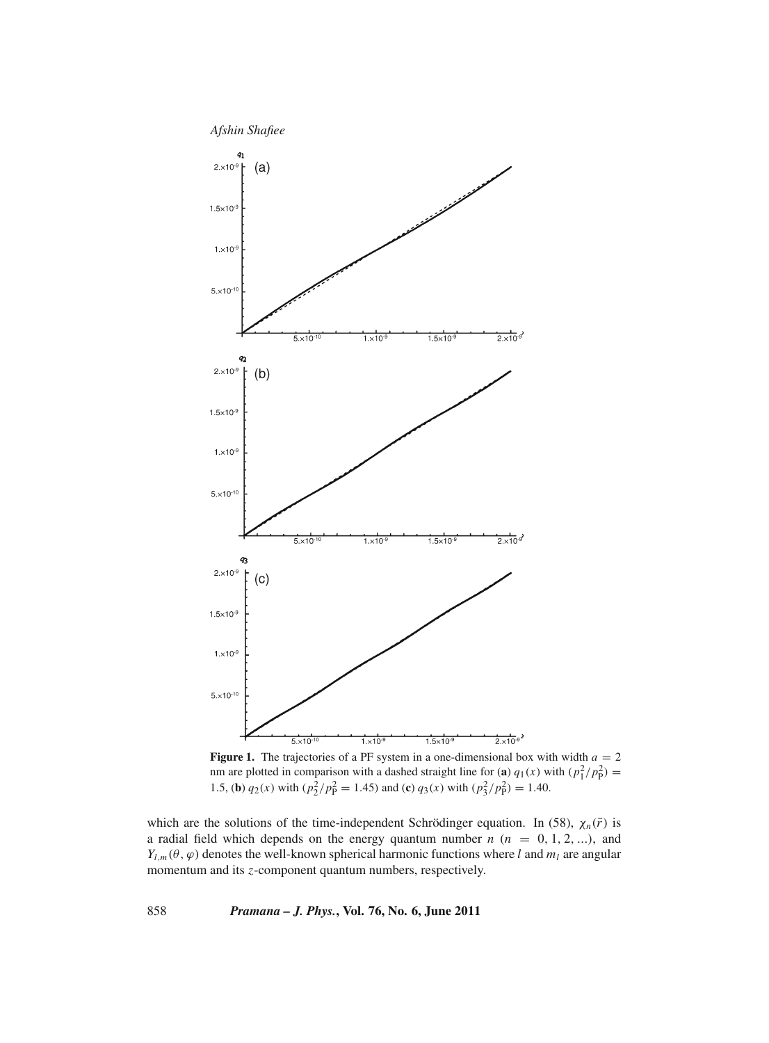**Figure 1.** The trajectories of a PF system in a one-dimensional box with width $a = 2$ nm are plotted in comparison with a dashed straight line for (**a**) $q_1(x)$ with $(p_1^2/p_P^2) = 1.5$, (**b**) $q_2(x)$ with $(p_2^2/p_P^2 = 1.45)$ and (**c**) $q_3(x)$ with $(p_3^2/p_P^2) = 1.40$.

which are the solutions of the time-independent Schrödinger equation. In (58), $\chi_n(\bar{r})$ is a radial field which depends on the energy quantum number $n$ ($n = 0, 1, 2, \ldots$), and $Y_{l,m}(\theta, \varphi)$ denotes the well-known spherical harmonic functions where $l$ and $m_l$ are angular momentum and its $z$-component quantum numbers, respectively.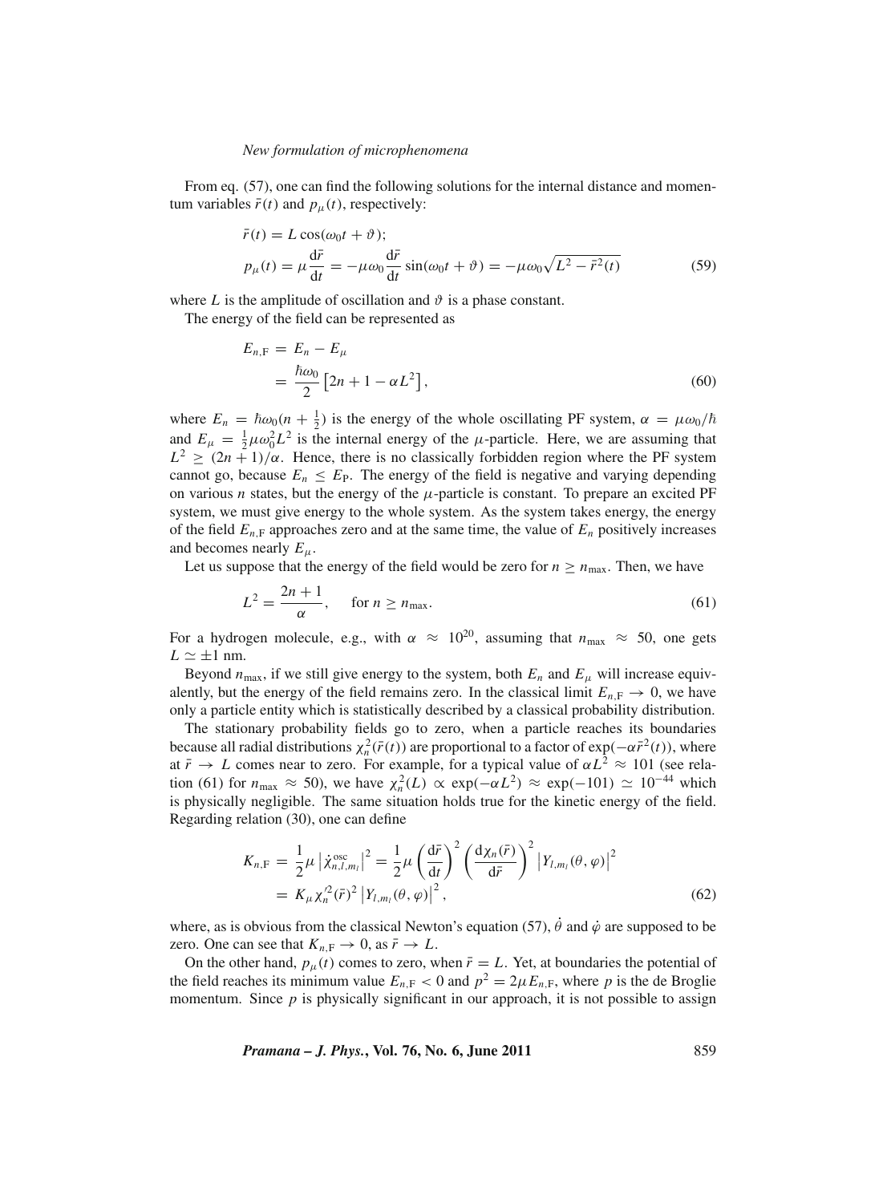From eq. (57), one can find the following solutions for the internal distance and momentum variables $\bar{r}(t)$ and $p_\mu(t)$, respectively:

$$
\begin{aligned}
\bar{r}(t) &= L\cos(\omega_0 t + \vartheta); \\
p_\mu(t) &= \mu\frac{\mathrm{d}\bar{r}}{\mathrm{d}t} = -\mu\omega_0\frac{\mathrm{d}\bar{r}}{\mathrm{d}t}\sin(\omega_0 t + \vartheta) = -\mu\omega_0\sqrt{L^2 - \bar{r}^2(t)}
\end{aligned}
\tag{59}
$$

where $L$ is the amplitude of oscillation and $\vartheta$ is a phase constant.

The energy of the field can be represented as

$$
\begin{aligned}
E_{n,\mathrm{F}} &= E_n - E_\mu \\
&= \frac{\hbar\omega_0}{2}\left[2n + 1 - \alpha L^2\right],
\end{aligned}
\tag{60}
$$

where $E_n = \hbar\omega_0(n + \frac{1}{2})$ is the energy of the whole oscillating PF system, $\alpha = \mu\omega_0/\hbar$ and $E_\mu = \frac{1}{2}\mu\omega_0^2 L^2$ is the internal energy of the $\mu$-particle. Here, we are assuming that $L^2 \geq (2n+1)/\alpha$. Hence, there is no classically forbidden region where the PF system cannot go, because $E_n \leq E_\mathrm{P}$. The energy of the field is negative and varying depending on various $n$ states, but the energy of the $\mu$-particle is constant. To prepare an excited PF system, we must give energy to the whole system. As the system takes energy, the energy of the field $E_{n,\mathrm{F}}$ approaches zero and at the same time, the value of $E_n$ positively increases and becomes nearly $E_\mu$.

Let us suppose that the energy of the field would be zero for $n \geq n_{\max}$. Then, we have

$$
L^2 = \frac{2n+1}{\alpha}, \qquad \text{for } n \geq n_{\max}.
\tag{61}
$$

For a hydrogen molecule, e.g., with $\alpha \approx 10^{20}$, assuming that $n_{\max} \approx 50$, one gets $L \simeq \pm 1$ nm.

Beyond $n_{\max}$, if we still give energy to the system, both $E_n$ and $E_\mu$ will increase equivalently, but the energy of the field remains zero. In the classical limit $E_{n,\mathrm{F}} \to 0$, we have only a particle entity which is statistically described by a classical probability distribution.

The stationary probability fields go to zero, when a particle reaches its boundaries because all radial distributions $\chi_n^2(\bar{r}(t))$ are proportional to a factor of $\exp(-\alpha\bar{r}^2(t))$, where at $\bar{r} \to L$ comes near to zero. For example, for a typical value of $\alpha L^2 \approx 101$ (see relation (61) for $n_{\max} \approx 50$), we have $\chi_n^2(L) \propto \exp(-\alpha L^2) \approx \exp(-101) \simeq 10^{-44}$ which is physically negligible. The same situation holds true for the kinetic energy of the field. Regarding relation (30), one can define

$$
\begin{aligned}
K_{n,\mathrm{F}} &= \frac{1}{2}\mu\left|\dot{\chi}_{n,l,m_l}^{\mathrm{osc}}\right|^2 = \frac{1}{2}\mu\left(\frac{\mathrm{d}\bar{r}}{\mathrm{d}t}\right)^2\left(\frac{\mathrm{d}\chi_n(\bar{r})}{\mathrm{d}\bar{r}}\right)^2\left|Y_{l,m_l}(\theta,\varphi)\right|^2 \\
&= K_\mu \chi_n'^2(\bar{r})^2\left|Y_{l,m_l}(\theta,\varphi)\right|^2,
\end{aligned}
\tag{62}
$$

where, as is obvious from the classical Newton's equation (57), $\dot{\theta}$ and $\dot{\varphi}$ are supposed to be zero. One can see that $K_{n,\mathrm{F}} \to 0$, as $\bar{r} \to L$.

On the other hand, $p_\mu(t)$ comes to zero, when $\bar{r} = L$. Yet, at boundaries the potential of the field reaches its minimum value $E_{n,\mathrm{F}} < 0$ and $p^2 = 2\mu E_{n,\mathrm{F}}$, where $p$ is the de Broglie momentum. Since $p$ is physically significant in our approach, it is not possible to assign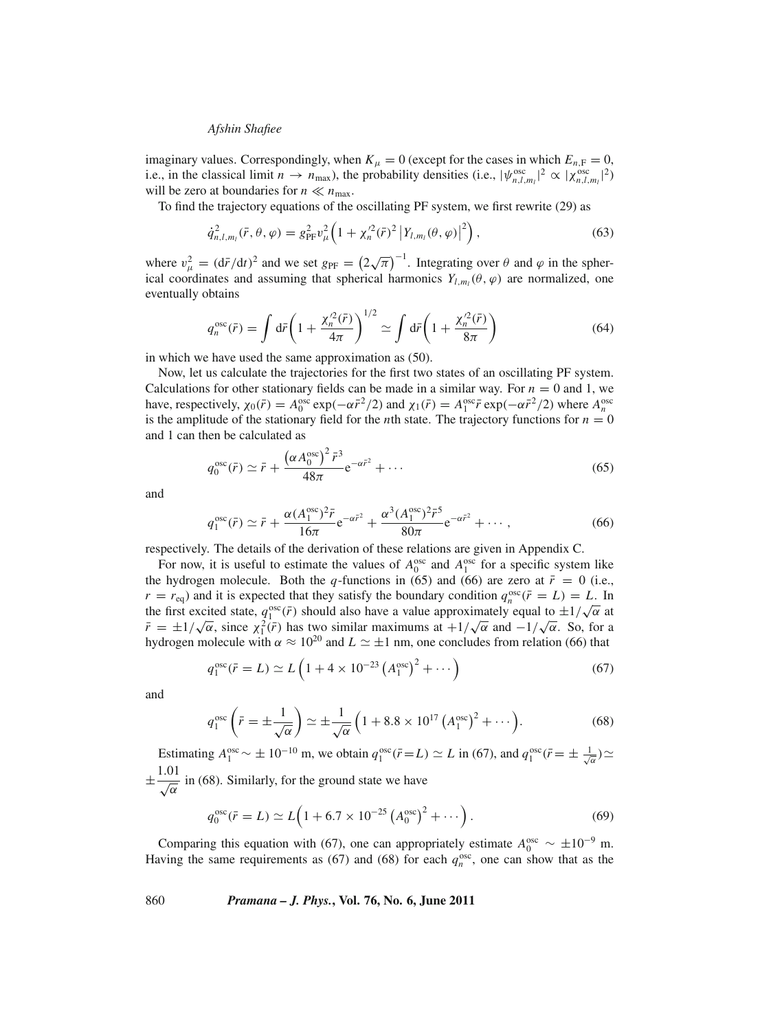imaginary values. Correspondingly, when $K_\mu = 0$ (except for the cases in which $E_{n,\mathrm{F}} = 0$, i.e., in the classical limit $n \to n_{\max}$), the probability densities (i.e., $|\psi^{\mathrm{osc}}_{n,l,m_l}|^2 \propto |\chi^{\mathrm{osc}}_{n,l,m_l}|^2$) will be zero at boundaries for $n \ll n_{\max}$.

To find the trajectory equations of the oscillating PF system, we first rewrite (29) as

$$\dot{q}^2_{n,l,m_l}(\bar{r}, \theta, \varphi) = g^2_{\mathrm{PF}} v^2_\mu \left(1 + \chi'^2_n(\bar{r})^2 \left|Y_{l,m_l}(\theta, \varphi)\right|^2\right), \tag{63}$$

where $v^2_\mu = (\mathrm{d}\bar{r}/\mathrm{d}t)^2$ and we set $g_{\mathrm{PF}} = \left(2\sqrt{\pi}\right)^{-1}$. Integrating over $\theta$ and $\varphi$ in the spherical coordinates and assuming that spherical harmonics $Y_{l,m_l}(\theta, \varphi)$ are normalized, one eventually obtains

$$q^{\mathrm{osc}}_n(\bar{r}) = \int \mathrm{d}\bar{r}\left(1 + \frac{\chi'^2_n(\bar{r})}{4\pi}\right)^{1/2} \simeq \int \mathrm{d}\bar{r}\left(1 + \frac{\chi'^2_n(\bar{r})}{8\pi}\right) \tag{64}$$

in which we have used the same approximation as (50).

Now, let us calculate the trajectories for the first two states of an oscillating PF system. Calculations for other stationary fields can be made in a similar way. For $n = 0$ and 1, we have, respectively, $\chi_0(\bar{r}) = A^{\mathrm{osc}}_0 \exp(-\alpha\bar{r}^2/2)$ and $\chi_1(\bar{r}) = A^{\mathrm{osc}}_1 \bar{r} \exp(-\alpha\bar{r}^2/2)$ where $A^{\mathrm{osc}}_n$ is the amplitude of the stationary field for the $n$th state. The trajectory functions for $n = 0$ and 1 can then be calculated as

$$q^{\mathrm{osc}}_0(\bar{r}) \simeq \bar{r} + \frac{\left(\alpha A^{\mathrm{osc}}_0\right)^2 \bar{r}^3}{48\pi} \mathrm{e}^{-\alpha\bar{r}^2} + \cdots \tag{65}$$

and

$$q^{\mathrm{osc}}_1(\bar{r}) \simeq \bar{r} + \frac{\alpha (A^{\mathrm{osc}}_1)^2 \bar{r}}{16\pi} \mathrm{e}^{-\alpha\bar{r}^2} + \frac{\alpha^3 (A^{\mathrm{osc}}_1)^2 \bar{r}^5}{80\pi} \mathrm{e}^{-\alpha\bar{r}^2} + \cdots, \tag{66}$$

respectively. The details of the derivation of these relations are given in Appendix C.

For now, it is useful to estimate the values of $A^{\mathrm{osc}}_0$ and $A^{\mathrm{osc}}_1$ for a specific system like the hydrogen molecule. Both the $q$-functions in (65) and (66) are zero at $\bar{r} = 0$ (i.e., $r = r_{\mathrm{eq}}$) and it is expected that they satisfy the boundary condition $q^{\mathrm{osc}}_n(\bar{r} = L) = L$. In the first excited state, $q^{\mathrm{osc}}_1(\bar{r})$ should also have a value approximately equal to $\pm 1/\sqrt{\alpha}$ at $\bar{r} = \pm 1/\sqrt{\alpha}$, since $\chi^2_1(\bar{r})$ has two similar maximums at $+1/\sqrt{\alpha}$ and $-1/\sqrt{\alpha}$. So, for a hydrogen molecule with $\alpha \approx 10^{20}$ and $L \simeq \pm 1$ nm, one concludes from relation (66) that

$$q^{\mathrm{osc}}_1(\bar{r} = L) \simeq L\left(1 + 4 \times 10^{-23}\left(A^{\mathrm{osc}}_1\right)^2 + \cdots\right) \tag{67}$$

and

$$q^{\mathrm{osc}}_1\left(\bar{r} = \pm\frac{1}{\sqrt{\alpha}}\right) \simeq \pm\frac{1}{\sqrt{\alpha}}\left(1 + 8.8 \times 10^{17}\left(A^{\mathrm{osc}}_1\right)^2 + \cdots\right). \tag{68}$$

Estimating $A^{\mathrm{osc}}_1 \sim \pm 10^{-10}$ m, we obtain $q^{\mathrm{osc}}_1(\bar{r} = L) \simeq L$ in (67), and $q^{\mathrm{osc}}_1(\bar{r} = \pm\frac{1}{\sqrt{\alpha}}) \simeq \pm\frac{1.01}{\sqrt{\alpha}}$ in (68). Similarly, for the ground state we have

$$q^{\mathrm{osc}}_0(\bar{r} = L) \simeq L\left(1 + 6.7 \times 10^{-25}\left(A^{\mathrm{osc}}_0\right)^2 + \cdots\right). \tag{69}$$

Comparing this equation with (67), one can appropriately estimate $A^{\mathrm{osc}}_0 \sim \pm 10^{-9}$ m. Having the same requirements as (67) and (68) for each $q^{\mathrm{osc}}_n$, one can show that as the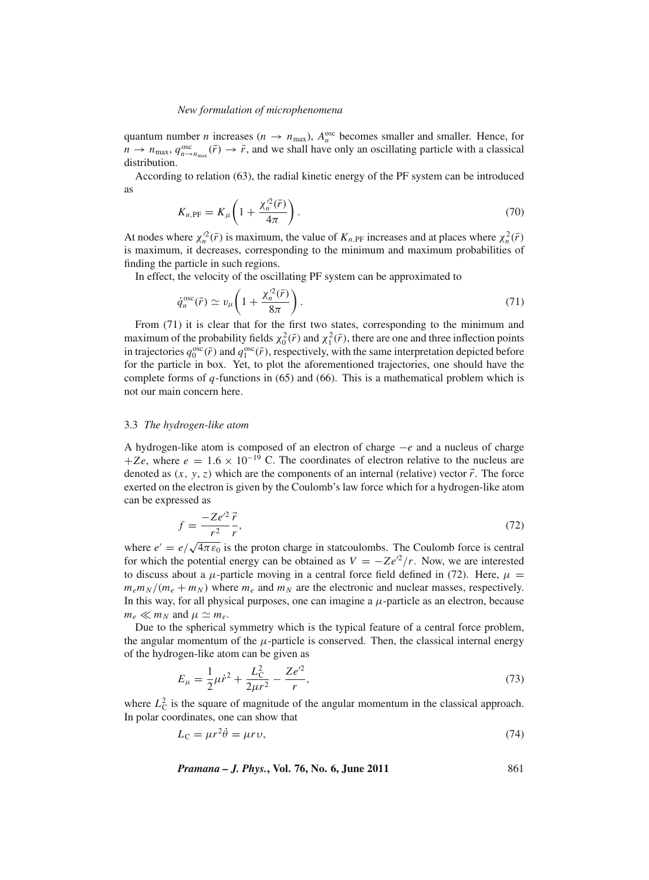quantum number $n$ increases ($n \to n_{\max}$), $A_n^{\text{osc}}$ becomes smaller and smaller. Hence, for $n \to n_{\max}$, $q_{n \to n_{\max}}^{\text{osc}}(\bar{r}) \to \bar{r}$, and we shall have only an oscillating particle with a classical distribution.

According to relation (63), the radial kinetic energy of the PF system can be introduced as

$$K_{n,\text{PF}} = K_\mu \left( 1 + \frac{\chi_n'^2(\bar{r})}{4\pi} \right). \tag{70}$$

At nodes where $\chi_n'^2(\bar{r})$ is maximum, the value of $K_{n,\text{PF}}$ increases and at places where $\chi_n^2(\bar{r})$ is maximum, it decreases, corresponding to the minimum and maximum probabilities of finding the particle in such regions.

In effect, the velocity of the oscillating PF system can be approximated to

$$\dot{q}_n^{\text{osc}}(\bar{r}) \simeq \upsilon_\mu \left( 1 + \frac{\chi_n'^2(\bar{r})}{8\pi} \right). \tag{71}$$

From (71) it is clear that for the first two states, corresponding to the minimum and maximum of the probability fields $\chi_0^2(\bar{r})$ and $\chi_1^2(\bar{r})$, there are one and three inflection points in trajectories $q_0^{\text{osc}}(\bar{r})$ and $q_1^{\text{osc}}(\bar{r})$, respectively, with the same interpretation depicted before for the particle in box. Yet, to plot the aforementioned trajectories, one should have the complete forms of $q$-functions in (65) and (66). This is a mathematical problem which is not our main concern here.

### 3.3 *The hydrogen-like atom*

A hydrogen-like atom is composed of an electron of charge $-e$ and a nucleus of charge $+Ze$, where $e = 1.6 \times 10^{-19}$ C. The coordinates of electron relative to the nucleus are denoted as $(x, y, z)$ which are the components of an internal (relative) vector $\vec{r}$. The force exerted on the electron is given by the Coulomb's law force which for a hydrogen-like atom can be expressed as

$$f = \frac{-Ze'^2}{r^2}\frac{\vec{r}}{r}, \tag{72}$$

where $e' = e/\sqrt{4\pi\varepsilon_0}$ is the proton charge in statcoulombs. The Coulomb force is central for which the potential energy can be obtained as $V = -Ze'^2/r$. Now, we are interested to discuss about a $\mu$-particle moving in a central force field defined in (72). Here, $\mu = m_e m_N/(m_e + m_N)$ where $m_e$ and $m_N$ are the electronic and nuclear masses, respectively. In this way, for all physical purposes, one can imagine a $\mu$-particle as an electron, because $m_e \ll m_N$ and $\mu \simeq m_e$.

Due to the spherical symmetry which is the typical feature of a central force problem, the angular momentum of the $\mu$-particle is conserved. Then, the classical internal energy of the hydrogen-like atom can be given as

$$E_\mu = \frac{1}{2}\mu \dot{r}^2 + \frac{L_{\text{C}}^2}{2\mu r^2} - \frac{Ze'^2}{r}, \tag{73}$$

where $L_{\text{C}}^2$ is the square of magnitude of the angular momentum in the classical approach. In polar coordinates, one can show that

$$L_{\text{C}} = \mu r^2 \dot{\theta} = \mu r \upsilon, \tag{74}$$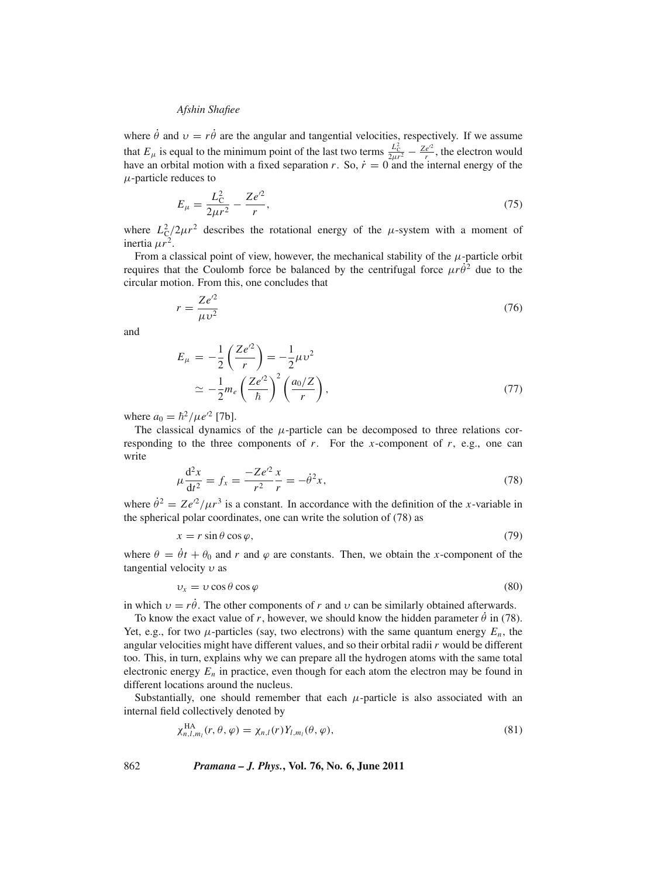where $\dot{\theta}$ and $\upsilon = r\dot{\theta}$ are the angular and tangential velocities, respectively. If we assume that $E_\mu$ is equal to the minimum point of the last two terms $\frac{L_C^2}{2\mu r^2} - \frac{Ze'^2}{r}$, the electron would have an orbital motion with a fixed separation $r$. So, $\dot{r} = 0$ and the internal energy of the $\mu$-particle reduces to

$$E_\mu = \frac{L_C^2}{2\mu r^2} - \frac{Ze'^2}{r}, \tag{75}$$

where $L_C^2/2\mu r^2$ describes the rotational energy of the $\mu$-system with a moment of inertia $\mu r^2$.

From a classical point of view, however, the mechanical stability of the $\mu$-particle orbit requires that the Coulomb force be balanced by the centrifugal force $\mu r\dot{\theta}^2$ due to the circular motion. From this, one concludes that

$$r = \frac{Ze'^2}{\mu \upsilon^2} \tag{76}$$

and

$$\begin{aligned} E_\mu &= -\frac{1}{2}\left(\frac{Ze'^2}{r}\right) = -\frac{1}{2}\mu\upsilon^2 \\ &\simeq -\frac{1}{2}m_e\left(\frac{Ze'^2}{\hbar}\right)^2\left(\frac{a_0/Z}{r}\right), \end{aligned} \tag{77}$$

where $a_0 = \hbar^2/\mu e'^2$ [7b].

The classical dynamics of the $\mu$-particle can be decomposed to three relations corresponding to the three components of $r$. For the $x$-component of $r$, e.g., one can write

$$\mu\frac{\mathrm{d}^2x}{\mathrm{d}t^2} = f_x = \frac{-Ze'^2}{r^2}\frac{x}{r} = -\dot{\theta}^2 x, \tag{78}$$

where $\dot{\theta}^2 = Ze'^2/\mu r^3$ is a constant. In accordance with the definition of the $x$-variable in the spherical polar coordinates, one can write the solution of (78) as

$$x = r\sin\theta\cos\varphi, \tag{79}$$

where $\theta = \dot{\theta}t + \theta_0$ and $r$ and $\varphi$ are constants. Then, we obtain the $x$-component of the tangential velocity $\upsilon$ as

$$\upsilon_x = \upsilon\cos\theta\cos\varphi \tag{80}$$

in which $\upsilon = r\dot{\theta}$. The other components of $r$ and $\upsilon$ can be similarly obtained afterwards.

To know the exact value of $r$, however, we should know the hidden parameter $\dot{\theta}$ in (78). Yet, e.g., for two $\mu$-particles (say, two electrons) with the same quantum energy $E_n$, the angular velocities might have different values, and so their orbital radii $r$ would be different too. This, in turn, explains why we can prepare all the hydrogen atoms with the same total electronic energy $E_n$ in practice, even though for each atom the electron may be found in different locations around the nucleus.

Substantially, one should remember that each $\mu$-particle is also associated with an internal field collectively denoted by

$$\chi_{n,l,m_l}^{\mathrm{HA}}(r,\theta,\varphi) = \chi_{n,l}(r)Y_{l,m_l}(\theta,\varphi), \tag{81}$$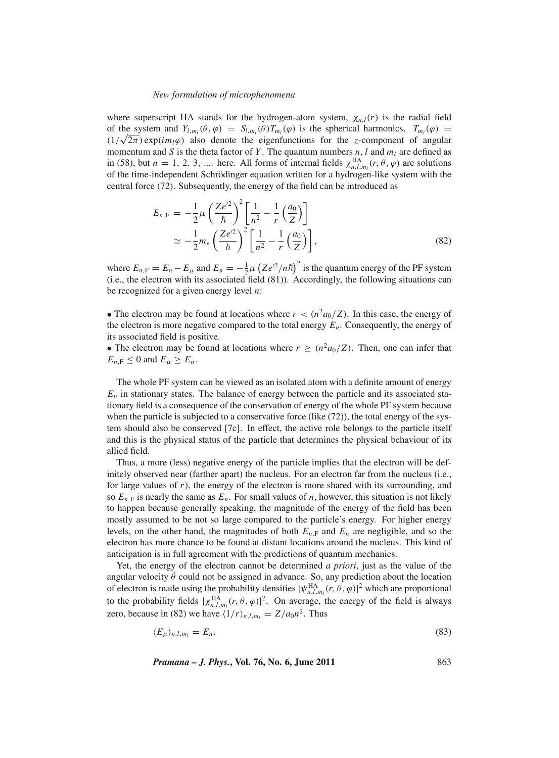where superscript HA stands for the hydrogen-atom system, $\chi_{n,l}(r)$ is the radial field of the system and $Y_{l,m_l}(\theta,\varphi) = S_{l,m_l}(\theta)T_{m_l}(\varphi)$ is the spherical harmonics. $T_{m_l}(\varphi) = (1/\sqrt{2\pi})\exp(im_l\varphi)$ also denote the eigenfunctions for the $z$-component of angular momentum and $S$ is the theta factor of $Y$. The quantum numbers $n$, $l$ and $m_l$ are defined as in (58), but $n = 1, 2, 3, \ldots$ here. All forms of internal fields $\chi^{\mathrm{HA}}_{n,l,m_l}(r,\theta,\varphi)$ are solutions of the time-independent Schrödinger equation written for a hydrogen-like system with the central force (72). Subsequently, the energy of the field can be introduced as

$$
\begin{aligned}
E_{n,\mathrm{F}} &= -\frac{1}{2}\mu\left(\frac{Ze'^2}{\hbar}\right)^2\left[\frac{1}{n^2} - \frac{1}{r}\left(\frac{a_0}{Z}\right)\right] \\
&\simeq -\frac{1}{2}m_e\left(\frac{Ze'^2}{\hbar}\right)^2\left[\frac{1}{n^2} - \frac{1}{r}\left(\frac{a_0}{Z}\right)\right],
\end{aligned} \tag{82}
$$

where $E_{n,\mathrm{F}} = E_n - E_\mu$ and $E_n = -\frac{1}{2}\mu\left(Ze'^2/n\hbar\right)^2$ is the quantum energy of the PF system (i.e., the electron with its associated field (81)). Accordingly, the following situations can be recognized for a given energy level $n$:

- The electron may be found at locations where $r < (n^2a_0/Z)$. In this case, the energy of the electron is more negative compared to the total energy $E_n$. Consequently, the energy of its associated field is positive.
- The electron may be found at locations where $r \geq (n^2a_0/Z)$. Then, one can infer that $E_{n,\mathrm{F}} \leq 0$ and $E_\mu \geq E_n$.

The whole PF system can be viewed as an isolated atom with a definite amount of energy $E_n$ in stationary states. The balance of energy between the particle and its associated stationary field is a consequence of the conservation of energy of the whole PF system because when the particle is subjected to a conservative force (like (72)), the total energy of the system should also be conserved [7c]. In effect, the active role belongs to the particle itself and this is the physical status of the particle that determines the physical behaviour of its allied field.

Thus, a more (less) negative energy of the particle implies that the electron will be definitely observed near (farther apart) the nucleus. For an electron far from the nucleus (i.e., for large values of $r$), the energy of the electron is more shared with its surrounding, and so $E_{n,\mathrm{F}}$ is nearly the same as $E_n$. For small values of $n$, however, this situation is not likely to happen because generally speaking, the magnitude of the energy of the field has been mostly assumed to be not so large compared to the particle's energy. For higher energy levels, on the other hand, the magnitudes of both $E_{n,\mathrm{F}}$ and $E_n$ are negligible, and so the electron has more chance to be found at distant locations around the nucleus. This kind of anticipation is in full agreement with the predictions of quantum mechanics.

Yet, the energy of the electron cannot be determined *a priori*, just as the value of the angular velocity $\dot{\theta}$ could not be assigned in advance. So, any prediction about the location of electron is made using the probability densities $|\psi^{\mathrm{HA}}_{n,l,m_l}(r,\theta,\varphi)|^2$ which are proportional to the probability fields $|\chi^{\mathrm{HA}}_{n,l,m_l}(r,\theta,\varphi)|^2$. On average, the energy of the field is always zero, because in (82) we have $\langle 1/r\rangle_{n,l,m_l} = Z/a_0n^2$. Thus

$$
\langle E_\mu\rangle_{n,l,m_l} = E_n. \tag{83}
$$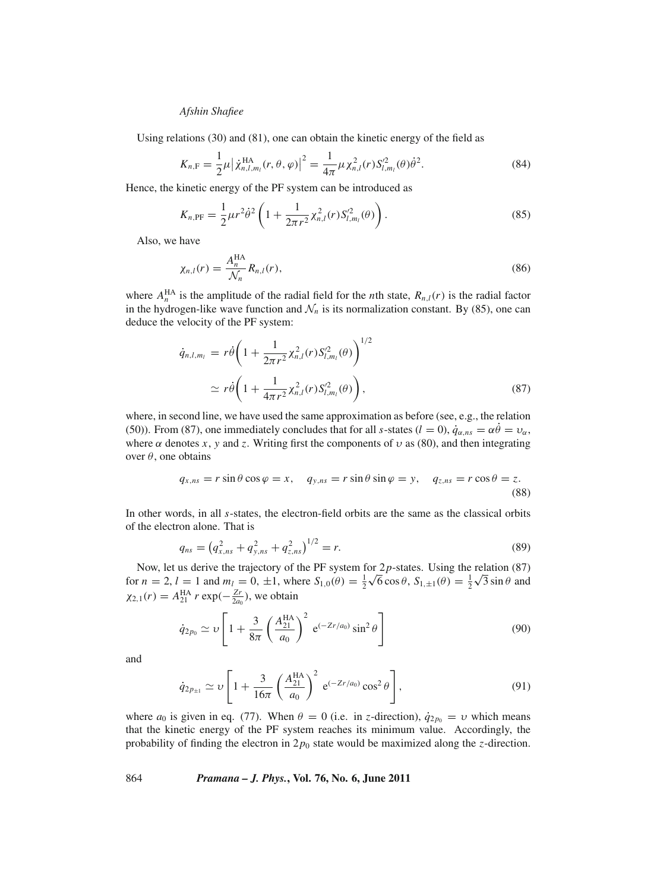Using relations (30) and (81), one can obtain the kinetic energy of the field as

$$K_{n,\mathrm{F}} = \frac{1}{2}\mu\left|\dot{\chi}^{\mathrm{HA}}_{n,l,m_l}(r,\theta,\varphi)\right|^2 = \frac{1}{4\pi}\mu\,\chi^2_{n,l}(r)S'^2_{l,m_l}(\theta)\dot{\theta}^2. \tag{84}$$

Hence, the kinetic energy of the PF system can be introduced as

$$K_{n,\mathrm{PF}} = \frac{1}{2}\mu r^2\dot{\theta}^2\left(1+\frac{1}{2\pi r^2}\chi^2_{n,l}(r)S'^2_{l,m_l}(\theta)\right). \tag{85}$$

Also, we have

$$\chi_{n,l}(r) = \frac{A^{\mathrm{HA}}_n}{\mathcal{N}_n}R_{n,l}(r), \tag{86}$$

where $A^{\mathrm{HA}}_n$ is the amplitude of the radial field for the $n$th state, $R_{n,l}(r)$ is the radial factor in the hydrogen-like wave function and $\mathcal{N}_n$ is its normalization constant. By (85), one can deduce the velocity of the PF system:

$$\begin{aligned}\dot{q}_{n,l,m_l} &= r\dot{\theta}\left(1+\frac{1}{2\pi r^2}\chi^2_{n,l}(r)S'^2_{l,m_l}(\theta)\right)^{1/2}\\ &\simeq r\dot{\theta}\left(1+\frac{1}{4\pi r^2}\chi^2_{n,l}(r)S'^2_{l,m_l}(\theta)\right),\end{aligned} \tag{87}$$

where, in second line, we have used the same approximation as before (see, e.g., the relation (50)). From (87), one immediately concludes that for all $s$-states ($l=0$), $\dot{q}_{\alpha,ns} = \alpha\dot{\theta} = \upsilon_\alpha$, where $\alpha$ denotes $x$, $y$ and $z$. Writing first the components of $\upsilon$ as (80), and then integrating over $\theta$, one obtains

$$q_{x,ns} = r\sin\theta\cos\varphi = x, \quad q_{y,ns} = r\sin\theta\sin\varphi = y, \quad q_{z,ns} = r\cos\theta = z. \tag{88}$$

In other words, in all $s$-states, the electron-field orbits are the same as the classical orbits of the electron alone. That is

$$q_{ns} = \left(q^2_{x,ns}+q^2_{y,ns}+q^2_{z,ns}\right)^{1/2} = r. \tag{89}$$

Now, let us derive the trajectory of the PF system for $2p$-states. Using the relation (87) for $n=2$, $l=1$ and $m_l=0,\pm1$, where $S_{1,0}(\theta)=\frac{1}{2}\sqrt{6}\cos\theta$, $S_{1,\pm1}(\theta)=\frac{1}{2}\sqrt{3}\sin\theta$ and $\chi_{2,1}(r) = A^{\mathrm{HA}}_{21}\,r\exp(-\frac{Zr}{2a_0})$, we obtain

$$\dot{q}_{2p_0} \simeq \upsilon\left[1+\frac{3}{8\pi}\left(\frac{A^{\mathrm{HA}}_{21}}{a_0}\right)^2\,\mathrm{e}^{(-Zr/a_0)}\sin^2\theta\right] \tag{90}$$

and

$$\dot{q}_{2p_{\pm1}} \simeq \upsilon\left[1+\frac{3}{16\pi}\left(\frac{A^{\mathrm{HA}}_{21}}{a_0}\right)^2\,\mathrm{e}^{(-Zr/a_0)}\cos^2\theta\right], \tag{91}$$

where $a_0$ is given in eq. (77). When $\theta=0$ (i.e. in $z$-direction), $\dot{q}_{2p_0}=\upsilon$ which means that the kinetic energy of the PF system reaches its minimum value. Accordingly, the probability of finding the electron in $2p_0$ state would be maximized along the $z$-direction.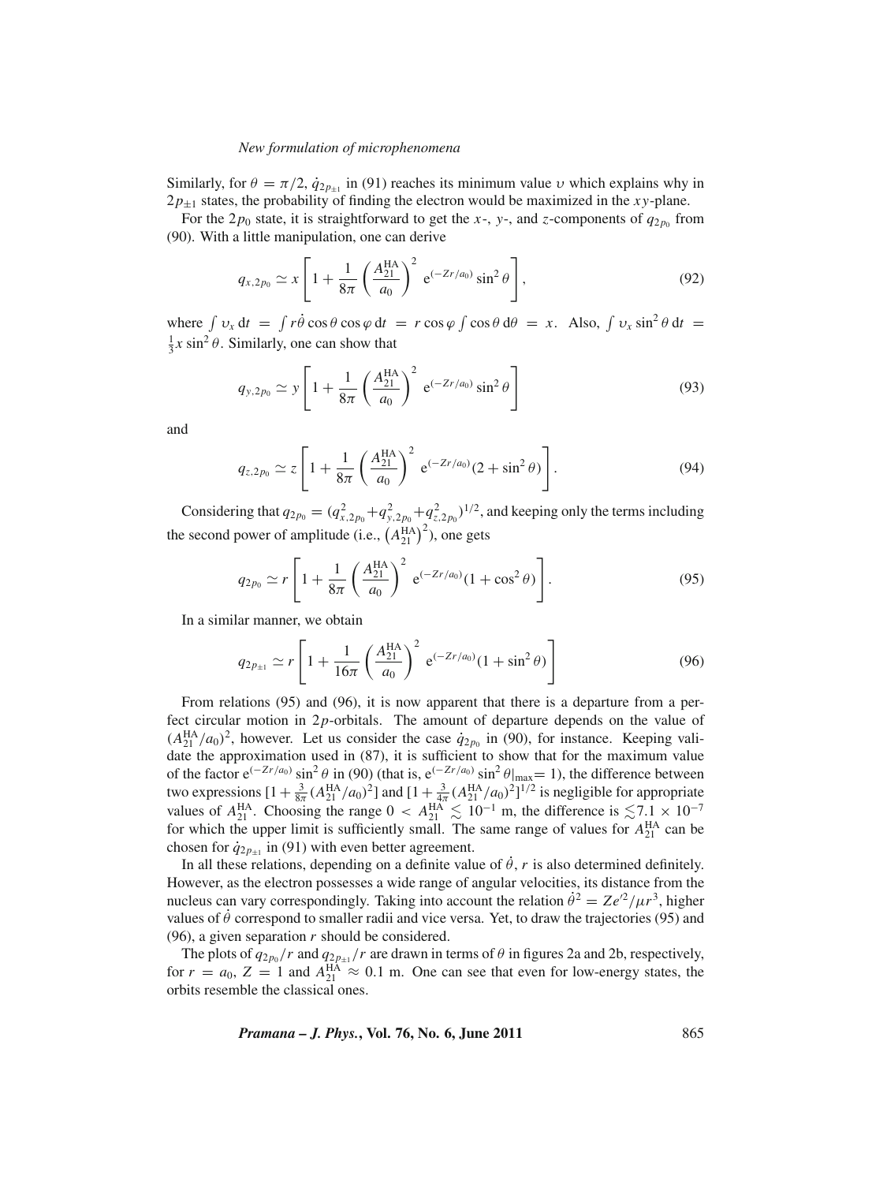Similarly, for $\theta = \pi/2$, $\dot{q}_{2p_{\pm 1}}$ in (91) reaches its minimum value $\upsilon$ which explains why in $2p_{\pm 1}$ states, the probability of finding the electron would be maximized in the $xy$-plane.

For the $2p_0$ state, it is straightforward to get the $x$-, $y$-, and $z$-components of $q_{2p_0}$ from (90). With a little manipulation, one can derive

$$q_{x,2p_0} \simeq x \left[ 1 + \frac{1}{8\pi} \left( \frac{A_{21}^{\mathrm{HA}}}{a_0} \right)^2 \mathrm{e}^{(-Zr/a_0)} \sin^2 \theta \right], \tag{92}$$

where $\int \upsilon_x \, \mathrm{d}t = \int r\dot{\theta} \cos\theta \cos\varphi \, \mathrm{d}t = r \cos\varphi \int \cos\theta \, \mathrm{d}\theta = x$. Also, $\int \upsilon_x \sin^2\theta \, \mathrm{d}t = \frac{1}{3} x \sin^2 \theta$. Similarly, one can show that

$$q_{y,2p_0} \simeq y \left[ 1 + \frac{1}{8\pi} \left( \frac{A_{21}^{\mathrm{HA}}}{a_0} \right)^2 \mathrm{e}^{(-Zr/a_0)} \sin^2 \theta \right] \tag{93}$$

and

$$q_{z,2p_0} \simeq z \left[ 1 + \frac{1}{8\pi} \left( \frac{A_{21}^{\mathrm{HA}}}{a_0} \right)^2 \mathrm{e}^{(-Zr/a_0)} (2 + \sin^2 \theta) \right]. \tag{94}$$

Considering that $q_{2p_0} = (q_{x,2p_0}^2 + q_{y,2p_0}^2 + q_{z,2p_0}^2)^{1/2}$, and keeping only the terms including the second power of amplitude (i.e., $\left(A_{21}^{\mathrm{HA}}\right)^2$), one gets

$$q_{2p_0} \simeq r \left[ 1 + \frac{1}{8\pi} \left( \frac{A_{21}^{\mathrm{HA}}}{a_0} \right)^2 \mathrm{e}^{(-Zr/a_0)} (1 + \cos^2 \theta) \right]. \tag{95}$$

In a similar manner, we obtain

$$q_{2p_{\pm 1}} \simeq r \left[ 1 + \frac{1}{16\pi} \left( \frac{A_{21}^{\mathrm{HA}}}{a_0} \right)^2 \mathrm{e}^{(-Zr/a_0)} (1 + \sin^2 \theta) \right] \tag{96}$$

From relations (95) and (96), it is now apparent that there is a departure from a perfect circular motion in $2p$-orbitals. The amount of departure depends on the value of $(A_{21}^{\mathrm{HA}}/a_0)^2$, however. Let us consider the case $\dot{q}_{2p_0}$ in (90), for instance. Keeping validate the approximation used in (87), it is sufficient to show that for the maximum value of the factor $\mathrm{e}^{(-Zr/a_0)} \sin^2\theta$ in (90) (that is, $\mathrm{e}^{(-Zr/a_0)} \sin^2\theta|_{\max} = 1$), the difference between two expressions $[1 + \frac{3}{8\pi}(A_{21}^{\mathrm{HA}}/a_0)^2]$ and $[1 + \frac{3}{4\pi}(A_{21}^{\mathrm{HA}}/a_0)^2]^{1/2}$ is negligible for appropriate values of $A_{21}^{\mathrm{HA}}$. Choosing the range $0 < A_{21}^{\mathrm{HA}} \lesssim 10^{-1}$ m, the difference is $\lesssim 7.1 \times 10^{-7}$ for which the upper limit is sufficiently small. The same range of values for $A_{21}^{\mathrm{HA}}$ can be chosen for $\dot{q}_{2p_{\pm 1}}$ in (91) with even better agreement.

In all these relations, depending on a definite value of $\dot{\theta}$, $r$ is also determined definitely. However, as the electron possesses a wide range of angular velocities, its distance from the nucleus can vary correspondingly. Taking into account the relation $\dot{\theta}^2 = Ze'^2/\mu r^3$, higher values of $\dot{\theta}$ correspond to smaller radii and vice versa. Yet, to draw the trajectories (95) and (96), a given separation $r$ should be considered.

The plots of $q_{2p_0}/r$ and $q_{2p_{\pm 1}}/r$ are drawn in terms of $\theta$ in figures 2a and 2b, respectively, for $r = a_0$, $Z = 1$ and $A_{21}^{\mathrm{HA}} \approx 0.1$ m. One can see that even for low-energy states, the orbits resemble the classical ones.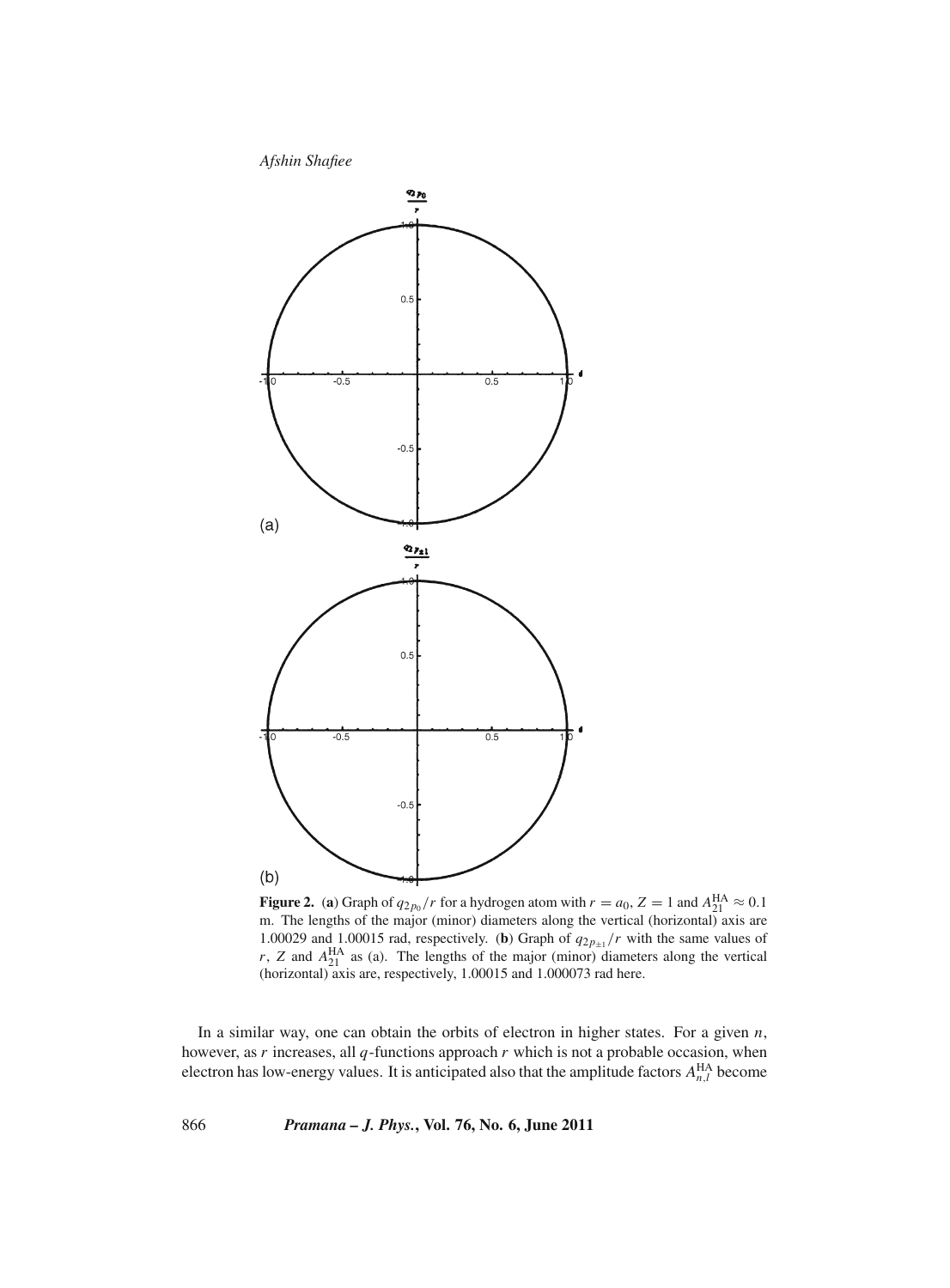**Figure 2.** (**a**) Graph of $q_{2p_0}/r$ for a hydrogen atom with $r = a_0$, $Z = 1$ and $A_{21}^{\text{HA}} \approx 0.1$ m. The lengths of the major (minor) diameters along the vertical (horizontal) axis are 1.00029 and 1.00015 rad, respectively. (**b**) Graph of $q_{2p_{\pm 1}}/r$ with the same values of $r$, $Z$ and $A_{21}^{\text{HA}}$ as (a). The lengths of the major (minor) diameters along the vertical (horizontal) axis are, respectively, 1.00015 and 1.000073 rad here.

In a similar way, one can obtain the orbits of electron in higher states. For a given $n$, however, as $r$ increases, all $q$-functions approach $r$ which is not a probable occasion, when electron has low-energy values. It is anticipated also that the amplitude factors $A_{n,l}^{\text{HA}}$ become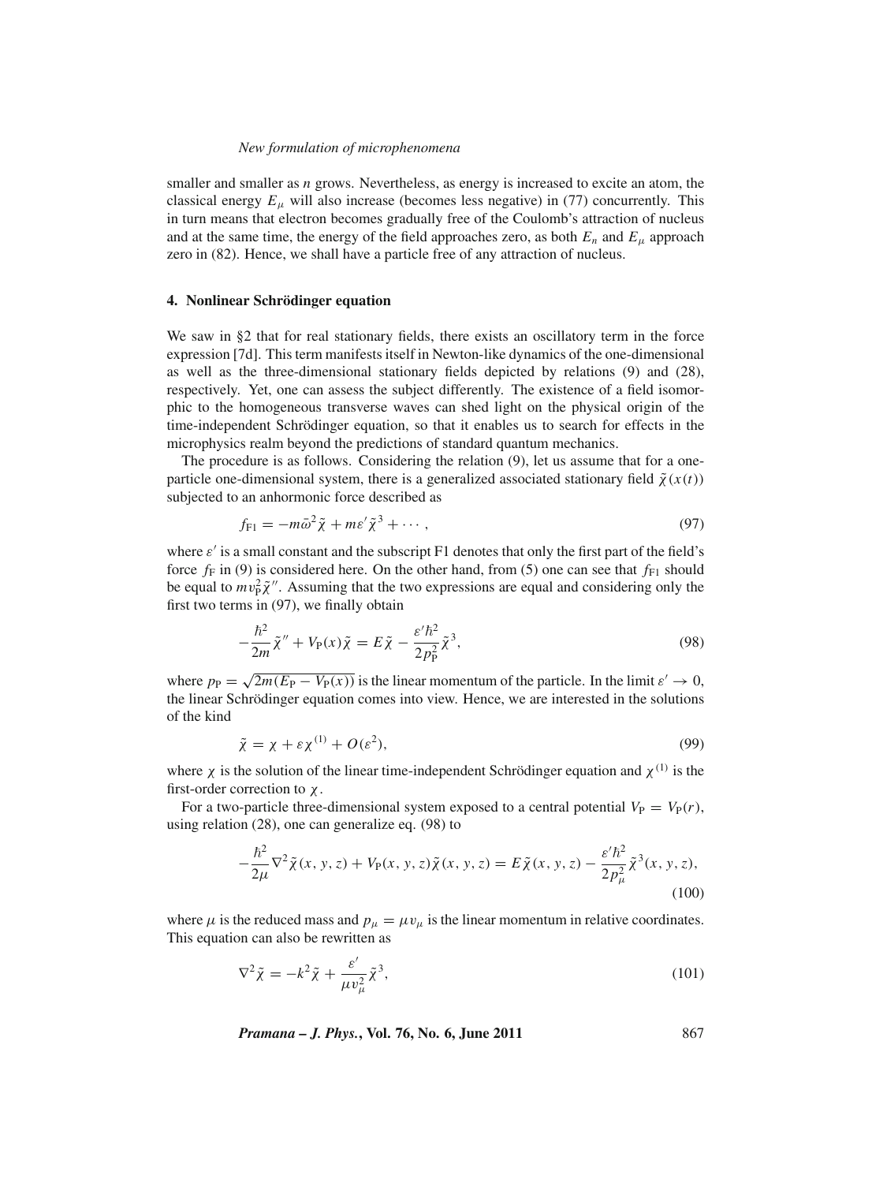smaller and smaller as $n$ grows. Nevertheless, as energy is increased to excite an atom, the classical energy $E_\mu$ will also increase (becomes less negative) in (77) concurrently. This in turn means that electron becomes gradually free of the Coulomb's attraction of nucleus and at the same time, the energy of the field approaches zero, as both $E_n$ and $E_\mu$ approach zero in (82). Hence, we shall have a particle free of any attraction of nucleus.

## 4. Nonlinear Schrödinger equation

We saw in §2 that for real stationary fields, there exists an oscillatory term in the force expression [7d]. This term manifests itself in Newton-like dynamics of the one-dimensional as well as the three-dimensional stationary fields depicted by relations (9) and (28), respectively. Yet, one can assess the subject differently. The existence of a field isomorphic to the homogeneous transverse waves can shed light on the physical origin of the time-independent Schrödinger equation, so that it enables us to search for effects in the microphysics realm beyond the predictions of standard quantum mechanics.

The procedure is as follows. Considering the relation (9), let us assume that for a one-particle one-dimensional system, there is a generalized associated stationary field $\tilde{\chi}(x(t))$ subjected to an anhormonic force described as

$$f_{\mathrm{F1}} = -m\bar{\omega}^2\tilde{\chi} + m\varepsilon'\tilde{\chi}^3 + \cdots, \tag{97}$$

where $\varepsilon'$ is a small constant and the subscript F1 denotes that only the first part of the field's force $f_{\mathrm{F}}$ in (9) is considered here. On the other hand, from (5) one can see that $f_{\mathrm{F1}}$ should be equal to $mv_{\mathrm{P}}^2\tilde{\chi}''$. Assuming that the two expressions are equal and considering only the first two terms in (97), we finally obtain

$$-\frac{\hbar^2}{2m}\tilde{\chi}'' + V_{\mathrm{P}}(x)\tilde{\chi} = E\tilde{\chi} - \frac{\varepsilon'\hbar^2}{2p_{\mathrm{P}}^2}\tilde{\chi}^3, \tag{98}$$

where $p_{\mathrm{P}} = \sqrt{2m(E_{\mathrm{P}} - V_{\mathrm{P}}(x))}$ is the linear momentum of the particle. In the limit $\varepsilon' \to 0$, the linear Schrödinger equation comes into view. Hence, we are interested in the solutions of the kind

$$\tilde{\chi} = \chi + \varepsilon\chi^{(1)} + O(\varepsilon^2), \tag{99}$$

where $\chi$ is the solution of the linear time-independent Schrödinger equation and $\chi^{(1)}$ is the first-order correction to $\chi$.

For a two-particle three-dimensional system exposed to a central potential $V_{\mathrm{P}} = V_{\mathrm{P}}(r)$, using relation (28), one can generalize eq. (98) to

$$-\frac{\hbar^2}{2\mu}\nabla^2\tilde{\chi}(x,y,z) + V_{\mathrm{P}}(x,y,z)\tilde{\chi}(x,y,z) = E\tilde{\chi}(x,y,z) - \frac{\varepsilon'\hbar^2}{2p_\mu^2}\tilde{\chi}^3(x,y,z), \tag{100}$$

where $\mu$ is the reduced mass and $p_\mu = \mu v_\mu$ is the linear momentum in relative coordinates. This equation can also be rewritten as

$$\nabla^2\tilde{\chi} = -k^2\tilde{\chi} + \frac{\varepsilon'}{\mu v_\mu^2}\tilde{\chi}^3, \tag{101}$$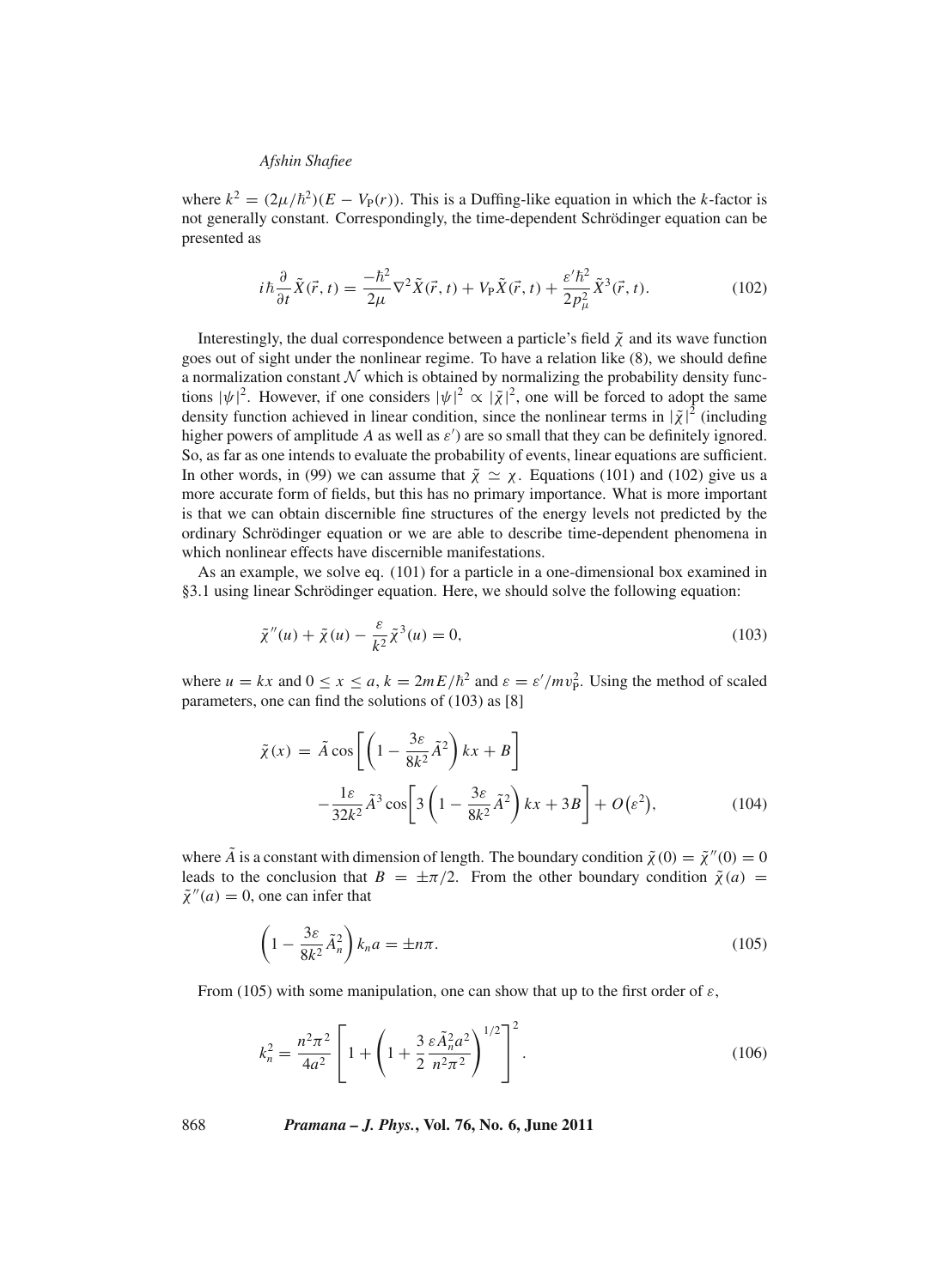where $k^2 = (2\mu/\hbar^2)(E - V_{\text{P}}(r))$. This is a Duffing-like equation in which the $k$-factor is not generally constant. Correspondingly, the time-dependent Schrödinger equation can be presented as

$$i\hbar\frac{\partial}{\partial t}\tilde{X}(\vec{r},t) = \frac{-\hbar^2}{2\mu}\nabla^2\tilde{X}(\vec{r},t) + V_{\text{P}}\tilde{X}(\vec{r},t) + \frac{\varepsilon'\hbar^2}{2p_\mu^2}\tilde{X}^3(\vec{r},t). \tag{102}$$

Interestingly, the dual correspondence between a particle's field $\tilde{\chi}$ and its wave function goes out of sight under the nonlinear regime. To have a relation like (8), we should define a normalization constant $\mathcal{N}$ which is obtained by normalizing the probability density functions $|\psi|^2$. However, if one considers $|\psi|^2 \propto |\tilde{\chi}|^2$, one will be forced to adopt the same density function achieved in linear condition, since the nonlinear terms in $|\tilde{\chi}|^2$ (including higher powers of amplitude $A$ as well as $\varepsilon'$) are so small that they can be definitely ignored. So, as far as one intends to evaluate the probability of events, linear equations are sufficient. In other words, in (99) we can assume that $\tilde{\chi} \simeq \chi$. Equations (101) and (102) give us a more accurate form of fields, but this has no primary importance. What is more important is that we can obtain discernible fine structures of the energy levels not predicted by the ordinary Schrödinger equation or we are able to describe time-dependent phenomena in which nonlinear effects have discernible manifestations.

As an example, we solve eq. (101) for a particle in a one-dimensional box examined in §3.1 using linear Schrödinger equation. Here, we should solve the following equation:

$$\tilde{\chi}''(u) + \tilde{\chi}(u) - \frac{\varepsilon}{k^2}\tilde{\chi}^3(u) = 0, \tag{103}$$

where $u = kx$ and $0 \leq x \leq a$, $k = 2mE/\hbar^2$ and $\varepsilon = \varepsilon'/mv_{\text{P}}^2$. Using the method of scaled parameters, one can find the solutions of (103) as [8]

$$\begin{aligned}\tilde{\chi}(x) = {} & \tilde{A}\cos\left[\left(1 - \frac{3\varepsilon}{8k^2}\tilde{A}^2\right)kx + B\right] \\ & -\frac{1\varepsilon}{32k^2}\tilde{A}^3\cos\left[3\left(1 - \frac{3\varepsilon}{8k^2}\tilde{A}^2\right)kx + 3B\right] + O\left(\varepsilon^2\right),\end{aligned} \tag{104}$$

where $\tilde{A}$ is a constant with dimension of length. The boundary condition $\tilde{\chi}(0) = \tilde{\chi}''(0) = 0$ leads to the conclusion that $B = \pm\pi/2$. From the other boundary condition $\tilde{\chi}(a) = \tilde{\chi}''(a) = 0$, one can infer that

$$\left(1 - \frac{3\varepsilon}{8k^2}\tilde{A}_n^2\right)k_n a = \pm n\pi. \tag{105}$$

From (105) with some manipulation, one can show that up to the first order of $\varepsilon$,

$$k_n^2 = \frac{n^2\pi^2}{4a^2}\left[1 + \left(1 + \frac{3}{2}\frac{\varepsilon\tilde{A}_n^2 a^2}{n^2\pi^2}\right)^{1/2}\right]^2. \tag{106}$$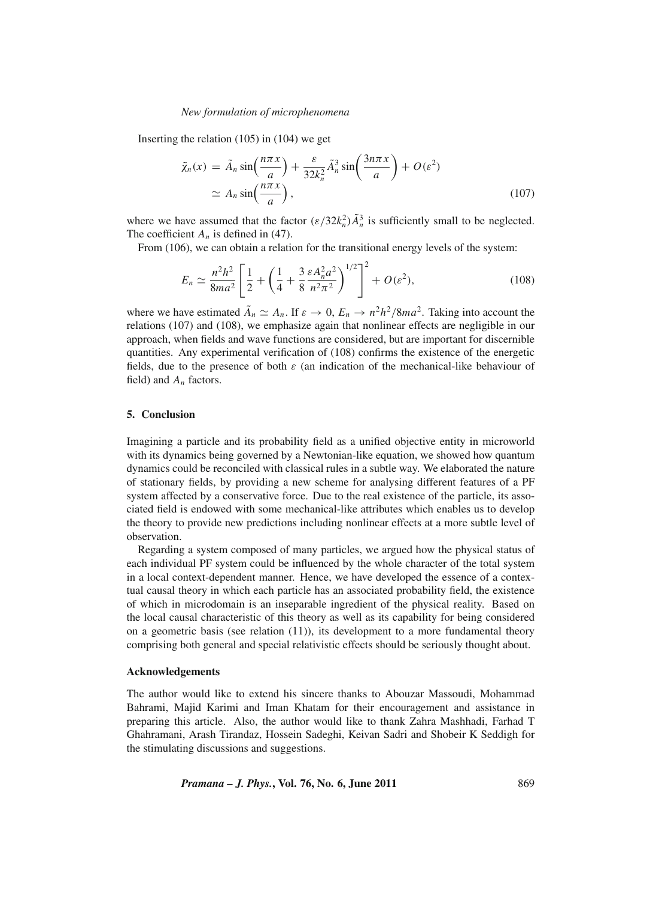Inserting the relation (105) in (104) we get

$$\tilde{\chi}_n(x) = \tilde{A}_n \sin\left(\frac{n\pi x}{a}\right) + \frac{\varepsilon}{32k_n^2}\tilde{A}_n^3 \sin\left(\frac{3n\pi x}{a}\right) + O(\varepsilon^2)$$
$$\simeq A_n \sin\left(\frac{n\pi x}{a}\right), \tag{107}$$

where we have assumed that the factor $(\varepsilon/32k_n^2)\tilde{A}_n^3$ is sufficiently small to be neglected. The coefficient $A_n$ is defined in (47).

From (106), we can obtain a relation for the transitional energy levels of the system:

$$E_n \simeq \frac{n^2h^2}{8ma^2}\left[\frac{1}{2} + \left(\frac{1}{4} + \frac{3}{8}\frac{\varepsilon A_n^2 a^2}{n^2\pi^2}\right)^{1/2}\right]^2 + O(\varepsilon^2), \tag{108}$$

where we have estimated $\tilde{A}_n \simeq A_n$. If $\varepsilon \to 0$, $E_n \to n^2h^2/8ma^2$. Taking into account the relations (107) and (108), we emphasize again that nonlinear effects are negligible in our approach, when fields and wave functions are considered, but are important for discernible quantities. Any experimental verification of (108) confirms the existence of the energetic fields, due to the presence of both $\varepsilon$ (an indication of the mechanical-like behaviour of field) and $A_n$ factors.

## 5. Conclusion

Imagining a particle and its probability field as a unified objective entity in microworld with its dynamics being governed by a Newtonian-like equation, we showed how quantum dynamics could be reconciled with classical rules in a subtle way. We elaborated the nature of stationary fields, by providing a new scheme for analysing different features of a PF system affected by a conservative force. Due to the real existence of the particle, its associated field is endowed with some mechanical-like attributes which enables us to develop the theory to provide new predictions including nonlinear effects at a more subtle level of observation.

Regarding a system composed of many particles, we argued how the physical status of each individual PF system could be influenced by the whole character of the total system in a local context-dependent manner. Hence, we have developed the essence of a contextual causal theory in which each particle has an associated probability field, the existence of which in microdomain is an inseparable ingredient of the physical reality. Based on the local causal characteristic of this theory as well as its capability for being considered on a geometric basis (see relation (11)), its development to a more fundamental theory comprising both general and special relativistic effects should be seriously thought about.

### Acknowledgements

The author would like to extend his sincere thanks to Abouzar Massoudi, Mohammad Bahrami, Majid Karimi and Iman Khatam for their encouragement and assistance in preparing this article. Also, the author would like to thank Zahra Mashhadi, Farhad T Ghahramani, Arash Tirandaz, Hossein Sadeghi, Keivan Sadri and Shobeir K Seddigh for the stimulating discussions and suggestions.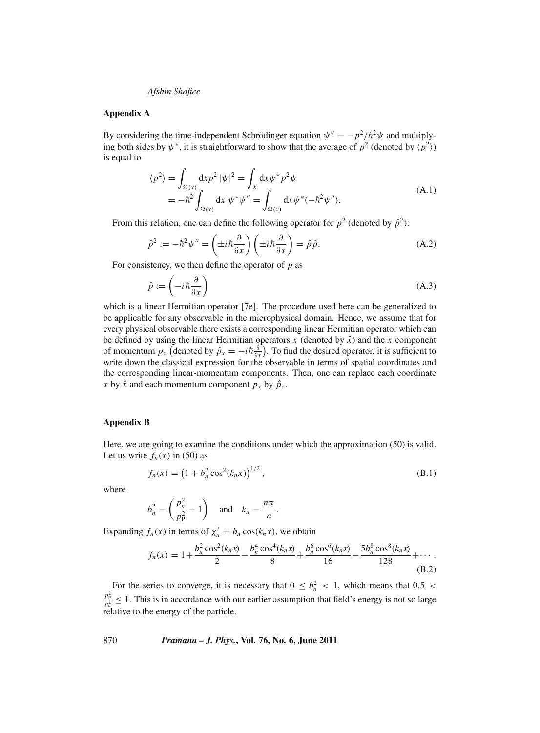## Appendix A

By considering the time-independent Schrödinger equation $\psi'' = -p^2/\hbar^2\psi$ and multiplying both sides by $\psi^*$, it is straightforward to show that the average of $p^2$ (denoted by $\langle p^2 \rangle$) is equal to

$$
\begin{aligned}
\langle p^2 \rangle &= \int_{\Omega(x)} \mathrm{d}x p^2 |\psi|^2 = \int_X \mathrm{d}x \psi^* p^2 \psi \\
&= -\hbar^2 \int_{\Omega(x)} \mathrm{d}x\ \psi^* \psi'' = \int_{\Omega(x)} \mathrm{d}x \psi^* (-\hbar^2 \psi'').
\end{aligned}
\tag{A.1}
$$

From this relation, one can define the following operator for $p^2$ (denoted by $\hat{p}^2$):

$$
\hat{p}^2 := -\hbar^2 \psi'' = \left( \pm i\hbar \frac{\partial}{\partial x} \right) \left( \pm i\hbar \frac{\partial}{\partial x} \right) = \hat{p}\hat{p}. \tag{A.2}
$$

For consistency, we then define the operator of $p$ as

$$
\hat{p} := \left( -i\hbar \frac{\partial}{\partial x} \right) \tag{A.3}
$$

which is a linear Hermitian operator [7e]. The procedure used here can be generalized to be applicable for any observable in the microphysical domain. Hence, we assume that for every physical observable there exists a corresponding linear Hermitian operator which can be defined by using the linear Hermitian operators $x$ (denoted by $\hat{x}$) and the $x$ component of momentum $p_x$ (denoted by $\hat{p}_x = -i\hbar \frac{\partial}{\partial x}$). To find the desired operator, it is sufficient to write down the classical expression for the observable in terms of spatial coordinates and the corresponding linear-momentum components. Then, one can replace each coordinate $x$ by $\hat{x}$ and each momentum component $p_x$ by $\hat{p}_x$.

## Appendix B

Here, we are going to examine the conditions under which the approximation (50) is valid. Let us write $f_n(x)$ in (50) as

$$
f_n(x) = \left(1 + b_n^2 \cos^2(k_n x)\right)^{1/2}, \tag{B.1}
$$

where

$$
b_n^2 = \left( \frac{p_n^2}{p_{\mathrm{P}}^2} - 1 \right) \quad \text{and} \quad k_n = \frac{n\pi}{a}.
$$

Expanding $f_n(x)$ in terms of $\chi_n' = b_n \cos(k_n x)$, we obtain

$$
f_n(x) = 1 + \frac{b_n^2 \cos^2(k_n x)}{2} - \frac{b_n^4 \cos^4(k_n x)}{8} + \frac{b_n^6 \cos^6(k_n x)}{16} - \frac{5 b_n^8 \cos^8(k_n x)}{128} + \cdots. \tag{B.2}
$$

For the series to converge, it is necessary that $0 \le b_n^2 < 1$, which means that $0.5 < \frac{p_{\mathrm{P}}^2}{p_n^2} \le 1$. This is in accordance with our earlier assumption that field's energy is not so large relative to the energy of the particle.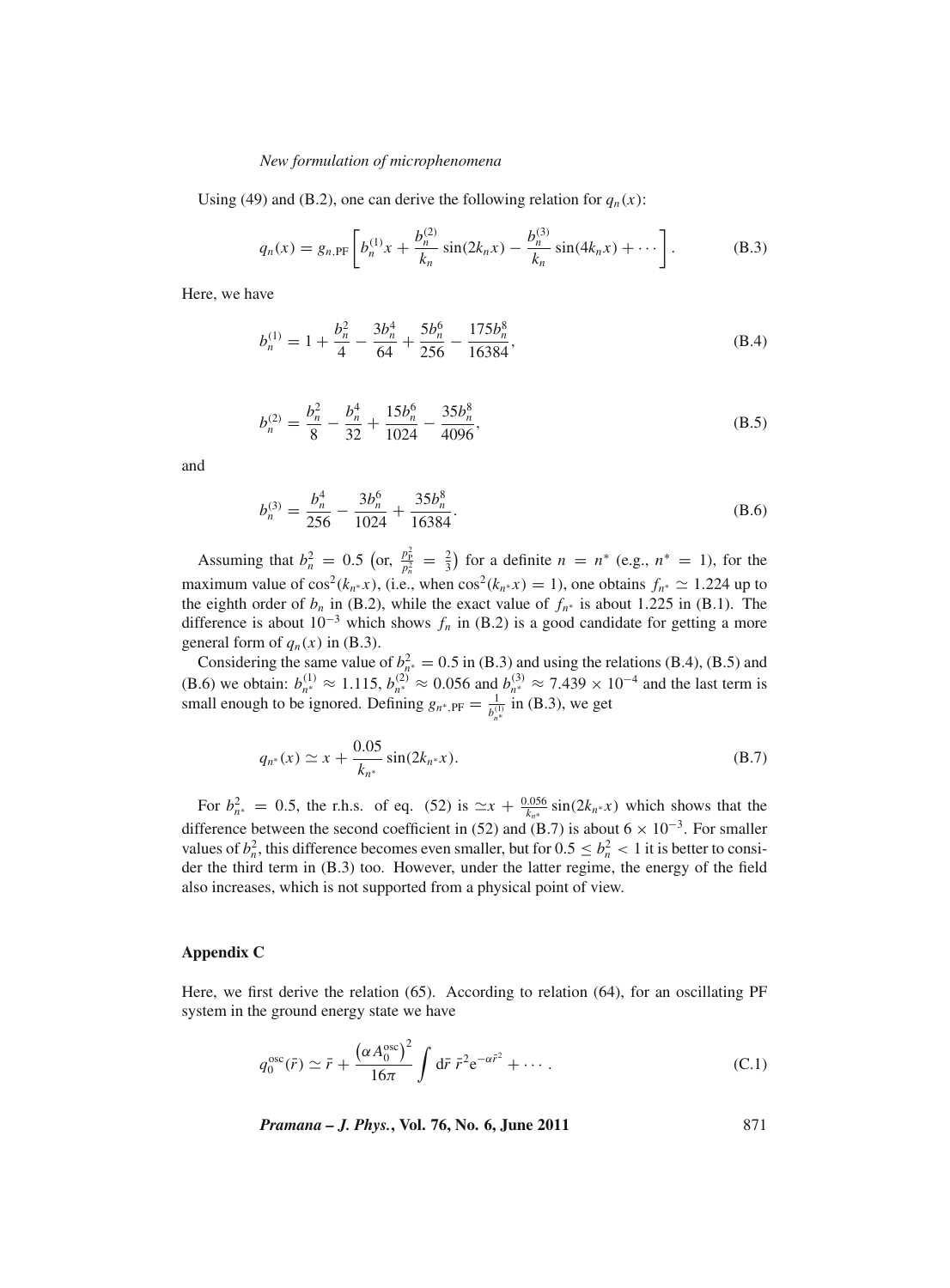Using (49) and (B.2), one can derive the following relation for $q_n(x)$:

$$q_n(x) = g_{n,\mathrm{PF}}\left[b_n^{(1)}x + \frac{b_n^{(2)}}{k_n}\sin(2k_n x) - \frac{b_n^{(3)}}{k_n}\sin(4k_n x) + \cdots\right]. \tag{B.3}$$

Here, we have

$$b_n^{(1)} = 1 + \frac{b_n^2}{4} - \frac{3b_n^4}{64} + \frac{5b_n^6}{256} - \frac{175b_n^8}{16384}, \tag{B.4}$$

$$b_n^{(2)} = \frac{b_n^2}{8} - \frac{b_n^4}{32} + \frac{15b_n^6}{1024} - \frac{35b_n^8}{4096}, \tag{B.5}$$

and

$$b_n^{(3)} = \frac{b_n^4}{256} - \frac{3b_n^6}{1024} + \frac{35b_n^8}{16384}. \tag{B.6}$$

Assuming that $b_n^2 = 0.5$ $\left(\text{or, } \frac{p_{\mathrm{P}}^2}{p_n^2} = \frac{2}{3}\right)$ for a definite $n = n^*$ (e.g., $n^* = 1$), for the maximum value of $\cos^2(k_{n^*}x)$, (i.e., when $\cos^2(k_{n^*}x) = 1$), one obtains $f_{n^*} \simeq 1.224$ up to the eighth order of $b_n$ in (B.2), while the exact value of $f_{n^*}$ is about 1.225 in (B.1). The difference is about $10^{-3}$ which shows $f_n$ in (B.2) is a good candidate for getting a more general form of $q_n(x)$ in (B.3).

Considering the same value of $b_{n^*}^2 = 0.5$ in (B.3) and using the relations (B.4), (B.5) and (B.6) we obtain: $b_{n^*}^{(1)} \approx 1.115$, $b_{n^*}^{(2)} \approx 0.056$ and $b_{n^*}^{(3)} \approx 7.439 \times 10^{-4}$ and the last term is small enough to be ignored. Defining $g_{n^*,\mathrm{PF}} = \frac{1}{b_{n^*}^{(1)}}$ in (B.3), we get

$$q_{n^*}(x) \simeq x + \frac{0.05}{k_{n^*}}\sin(2k_{n^*}x). \tag{B.7}$$

For $b_{n^*}^2 = 0.5$, the r.h.s. of eq. (52) is $\simeq x + \frac{0.056}{k_{n^*}}\sin(2k_{n^*}x)$ which shows that the difference between the second coefficient in (52) and (B.7) is about $6 \times 10^{-3}$. For smaller values of $b_n^2$, this difference becomes even smaller, but for $0.5 \leq b_n^2 < 1$ it is better to consider the third term in (B.3) too. However, under the latter regime, the energy of the field also increases, which is not supported from a physical point of view.

## Appendix C

Here, we first derive the relation (65). According to relation (64), for an oscillating PF system in the ground energy state we have

$$q_0^{\mathrm{osc}}(\bar{r}) \simeq \bar{r} + \frac{\left(\alpha A_0^{\mathrm{osc}}\right)^2}{16\pi}\int \mathrm{d}\bar{r}\; \bar{r}^2 \mathrm{e}^{-\alpha\bar{r}^2} + \cdots. \tag{C.1}$$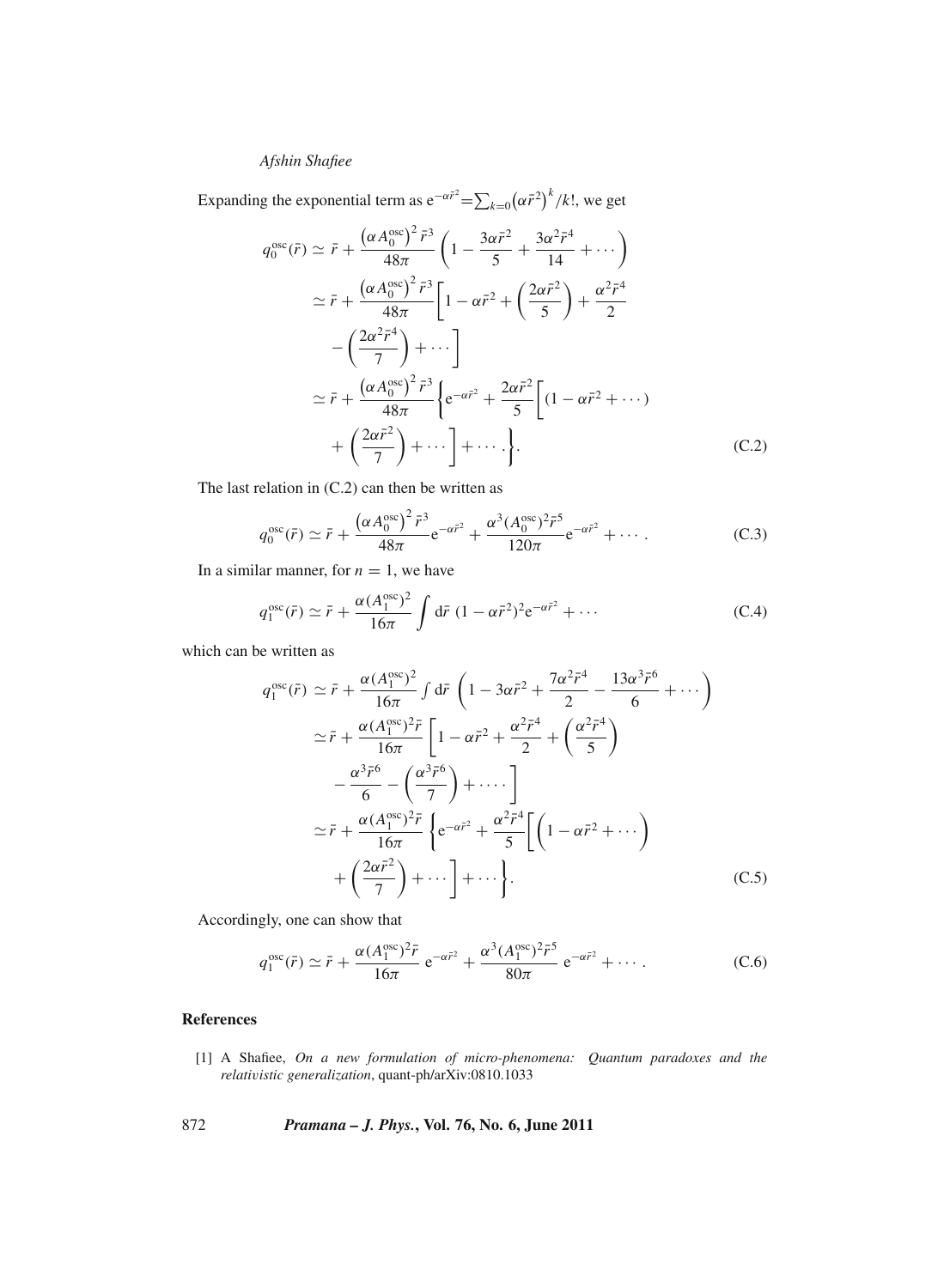Expanding the exponential term as $\mathrm{e}^{-\alpha\bar{r}^2}=\sum_{k=0}\left(\alpha\bar{r}^2\right)^k/k!$, we get

$$
\begin{aligned}
q_0^{\mathrm{osc}}(\bar{r}) &\simeq \bar{r} + \frac{\left(\alpha A_0^{\mathrm{osc}}\right)^2 \bar{r}^3}{48\pi}\left(1 - \frac{3\alpha\bar{r}^2}{5} + \frac{3\alpha^2\bar{r}^4}{14} + \cdots\right) \\
&\simeq \bar{r} + \frac{\left(\alpha A_0^{\mathrm{osc}}\right)^2 \bar{r}^3}{48\pi}\left[1 - \alpha\bar{r}^2 + \left(\frac{2\alpha\bar{r}^2}{5}\right) + \frac{\alpha^2\bar{r}^4}{2}\right. \\
&\quad \left. - \left(\frac{2\alpha^2\bar{r}^4}{7}\right) + \cdots\right] \\
&\simeq \bar{r} + \frac{\left(\alpha A_0^{\mathrm{osc}}\right)^2 \bar{r}^3}{48\pi}\left\{\mathrm{e}^{-\alpha\bar{r}^2} + \frac{2\alpha\bar{r}^2}{5}\left[(1 - \alpha\bar{r}^2 + \cdots)\right.\right. \\
&\quad \left.\left. + \left(\frac{2\alpha\bar{r}^2}{7}\right) + \cdots\right] + \cdots.\right\}.
\end{aligned} \tag{C.2}
$$

The last relation in (C.2) can then be written as

$$
q_0^{\mathrm{osc}}(\bar{r}) \simeq \bar{r} + \frac{\left(\alpha A_0^{\mathrm{osc}}\right)^2 \bar{r}^3}{48\pi}\mathrm{e}^{-\alpha\bar{r}^2} + \frac{\alpha^3 (A_0^{\mathrm{osc}})^2 \bar{r}^5}{120\pi}\mathrm{e}^{-\alpha\bar{r}^2} + \cdots. \tag{C.3}
$$

In a similar manner, for $n = 1$, we have

$$
q_1^{\mathrm{osc}}(\bar{r}) \simeq \bar{r} + \frac{\alpha (A_1^{\mathrm{osc}})^2}{16\pi}\int \mathrm{d}\bar{r}\ (1 - \alpha\bar{r}^2)^2 \mathrm{e}^{-\alpha\bar{r}^2} + \cdots \tag{C.4}
$$

which can be written as

$$
\begin{aligned}
q_1^{\mathrm{osc}}(\bar{r}) &\simeq \bar{r} + \frac{\alpha (A_1^{\mathrm{osc}})^2}{16\pi}\int \mathrm{d}\bar{r}\ \left(1 - 3\alpha\bar{r}^2 + \frac{7\alpha^2\bar{r}^4}{2} - \frac{13\alpha^3\bar{r}^6}{6} + \cdots\right) \\
&\simeq \bar{r} + \frac{\alpha (A_1^{\mathrm{osc}})^2 \bar{r}}{16\pi}\left[1 - \alpha\bar{r}^2 + \frac{\alpha^2\bar{r}^4}{2} + \left(\frac{\alpha^2\bar{r}^4}{5}\right)\right. \\
&\quad \left. - \frac{\alpha^3\bar{r}^6}{6} - \left(\frac{\alpha^3\bar{r}^6}{7}\right) + \cdots.\right] \\
&\simeq \bar{r} + \frac{\alpha (A_1^{\mathrm{osc}})^2 \bar{r}}{16\pi}\left\{\mathrm{e}^{-\alpha\bar{r}^2} + \frac{\alpha^2\bar{r}^4}{5}\left[\left(1 - \alpha\bar{r}^2 + \cdots\right)\right.\right. \\
&\quad \left.\left. + \left(\frac{2\alpha\bar{r}^2}{7}\right) + \cdots\right] + \cdots\right\}.
\end{aligned} \tag{C.5}
$$

Accordingly, one can show that

$$
q_1^{\mathrm{osc}}(\bar{r}) \simeq \bar{r} + \frac{\alpha (A_1^{\mathrm{osc}})^2 \bar{r}}{16\pi}\ \mathrm{e}^{-\alpha\bar{r}^2} + \frac{\alpha^3 (A_1^{\mathrm{osc}})^2 \bar{r}^5}{80\pi}\ \mathrm{e}^{-\alpha\bar{r}^2} + \cdots. \tag{C.6}
$$

## References

[1] A Shafiee, *On a new formulation of micro-phenomena: Quantum paradoxes and the relativistic generalization*, quant-ph/arXiv:0810.1033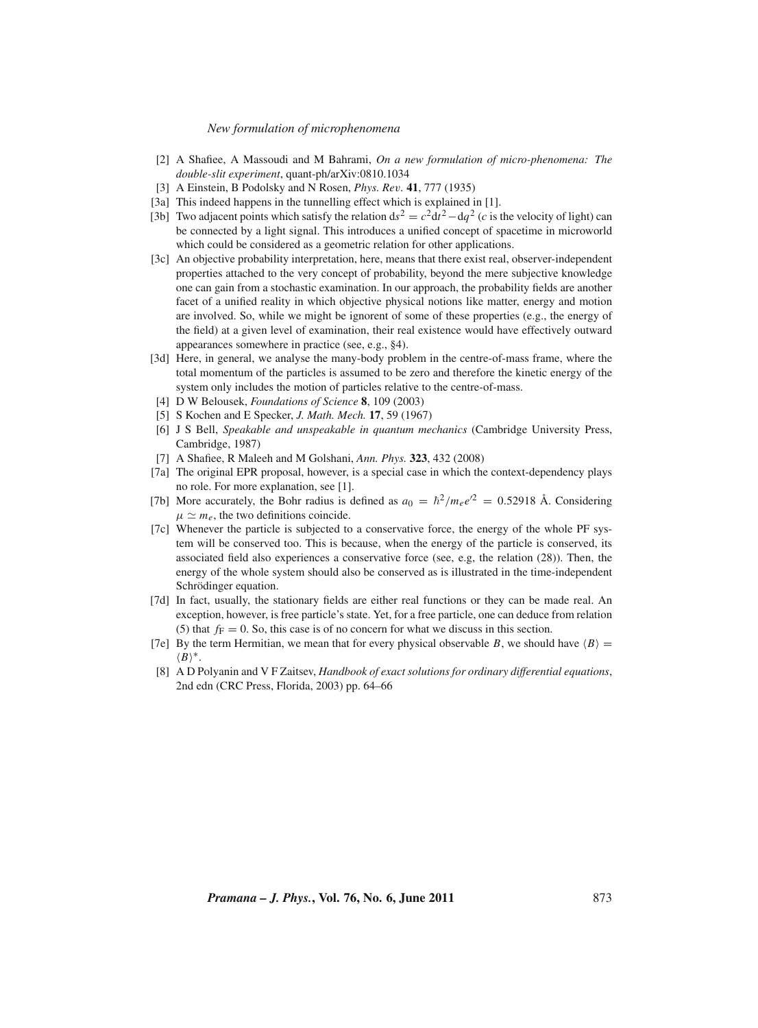[2] A Shafiee, A Massoudi and M Bahrami, *On a new formulation of micro-phenomena: The double-slit experiment*, quant-ph/arXiv:0810.1034

[3] A Einstein, B Podolsky and N Rosen, *Phys. Rev.* **41**, 777 (1935)

[3a] This indeed happens in the tunnelling effect which is explained in [1].

[3b] Two adjacent points which satisfy the relation $ds^2 = c^2 dt^2 - dq^2$ ($c$ is the velocity of light) can be connected by a light signal. This introduces a unified concept of spacetime in microworld which could be considered as a geometric relation for other applications.

[3c] An objective probability interpretation, here, means that there exist real, observer-independent properties attached to the very concept of probability, beyond the mere subjective knowledge one can gain from a stochastic examination. In our approach, the probability fields are another facet of a unified reality in which objective physical notions like matter, energy and motion are involved. So, while we might be ignorent of some of these properties (e.g., the energy of the field) at a given level of examination, their real existence would have effectively outward appearances somewhere in practice (see, e.g., §4).

[3d] Here, in general, we analyse the many-body problem in the centre-of-mass frame, where the total momentum of the particles is assumed to be zero and therefore the kinetic energy of the system only includes the motion of particles relative to the centre-of-mass.

[4] D W Belousek, *Foundations of Science* **8**, 109 (2003)

[5] S Kochen and E Specker, *J. Math. Mech.* **17**, 59 (1967)

[6] J S Bell, *Speakable and unspeakable in quantum mechanics* (Cambridge University Press, Cambridge, 1987)

[7] A Shafiee, R Maleeh and M Golshani, *Ann. Phys.* **323**, 432 (2008)

[7a] The original EPR proposal, however, is a special case in which the context-dependency plays no role. For more explanation, see [1].

[7b] More accurately, the Bohr radius is defined as $a_0 = \hbar^2/m_e e'^2 = 0.52918$ Å. Considering $\mu \simeq m_e$, the two definitions coincide.

[7c] Whenever the particle is subjected to a conservative force, the energy of the whole PF system will be conserved too. This is because, when the energy of the particle is conserved, its associated field also experiences a conservative force (see, e.g, the relation (28)). Then, the energy of the whole system should also be conserved as is illustrated in the time-independent Schrödinger equation.

[7d] In fact, usually, the stationary fields are either real functions or they can be made real. An exception, however, is free particle's state. Yet, for a free particle, one can deduce from relation (5) that $f_{\mathrm{F}} = 0$. So, this case is of no concern for what we discuss in this section.

[7e] By the term Hermitian, we mean that for every physical observable $B$, we should have $\langle B \rangle = \langle B \rangle^*$.

[8] A D Polyanin and V F Zaitsev, *Handbook of exact solutions for ordinary differential equations*, 2nd edn (CRC Press, Florida, 2003) pp. 64–66